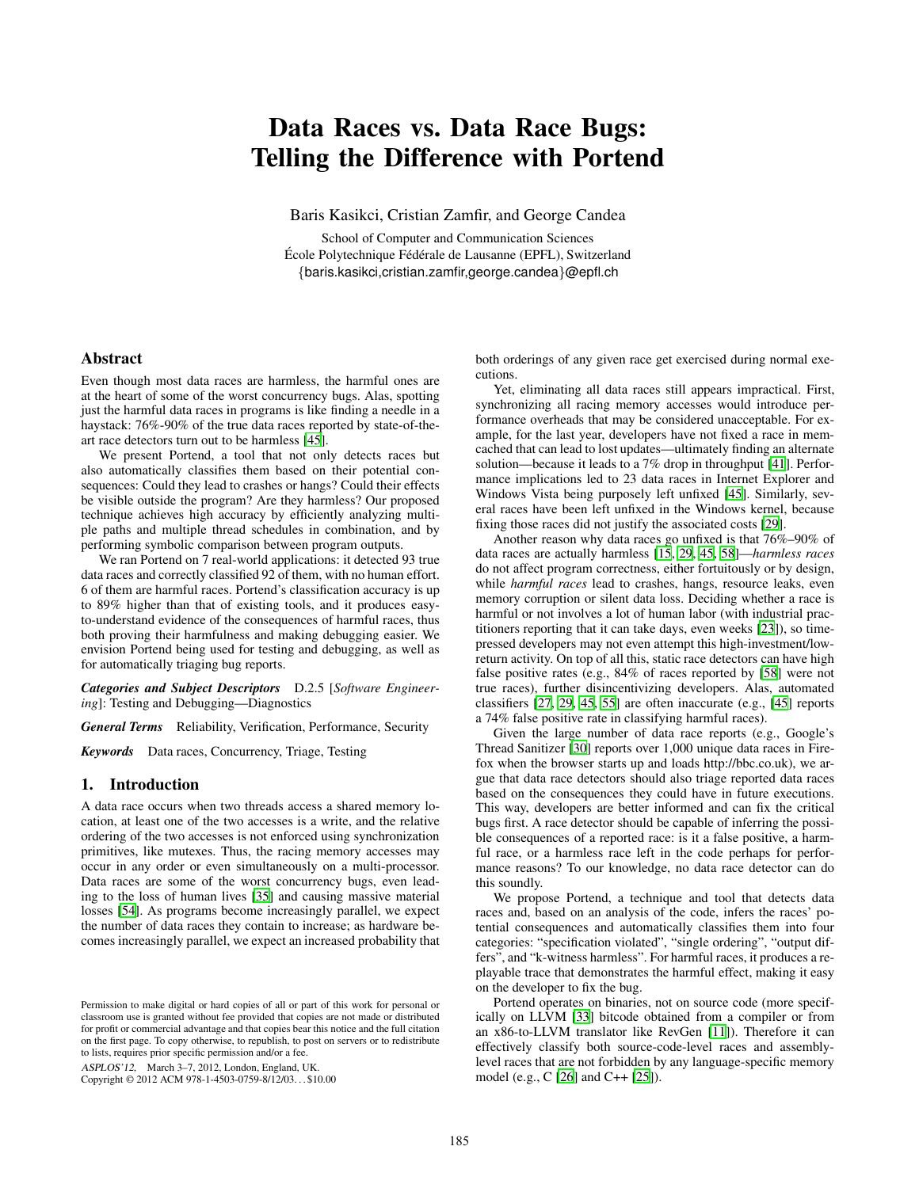# Data Races vs. Data Race Bugs: Telling the Difference with Portend

Baris Kasikci, Cristian Zamfir, and George Candea

School of Computer and Communication Sciences
École Polytechnique Fédérale de Lausanne (EPFL), Switzerland
{baris.kasikci,cristian.zamfir,george.candea}@epfl.ch

## Abstract

Even though most data races are harmless, the harmful ones are at the heart of some of the worst concurrency bugs. Alas, spotting just the harmful data races in programs is like finding a needle in a haystack: 76%-90% of the true data races reported by state-of-the-art race detectors turn out to be harmless [45].

We present Portend, a tool that not only detects races but also automatically classifies them based on their potential consequences: Could they lead to crashes or hangs? Could their effects be visible outside the program? Are they harmless? Our proposed technique achieves high accuracy by efficiently analyzing multiple paths and multiple thread schedules in combination, and by performing symbolic comparison between program outputs.

We ran Portend on 7 real-world applications: it detected 93 true data races and correctly classified 92 of them, with no human effort. 6 of them are harmful races. Portend's classification accuracy is up to 89% higher than that of existing tools, and it produces easy-to-understand evidence of the consequences of harmful races, thus both proving their harmfulness and making debugging easier. We envision Portend being used for testing and debugging, as well as for automatically triaging bug reports.

***Categories and Subject Descriptors*** D.2.5 [*Software Engineering*]: Testing and Debugging—Diagnostics

***General Terms*** Reliability, Verification, Performance, Security

***Keywords*** Data races, Concurrency, Triage, Testing

## 1. Introduction

A data race occurs when two threads access a shared memory location, at least one of the two accesses is a write, and the relative ordering of the two accesses is not enforced using synchronization primitives, like mutexes. Thus, the racing memory accesses may occur in any order or even simultaneously on a multi-processor. Data races are some of the worst concurrency bugs, even leading to the loss of human lives [35] and causing massive material losses [54]. As programs become increasingly parallel, we expect the number of data races they contain to increase; as hardware becomes increasingly parallel, we expect an increased probability that both orderings of any given race get exercised during normal executions.

Yet, eliminating all data races still appears impractical. First, synchronizing all racing memory accesses would introduce performance overheads that may be considered unacceptable. For example, for the last year, developers have not fixed a race in memcached that can lead to lost updates—ultimately finding an alternate solution—because it leads to a 7% drop in throughput [41]. Performance implications led to 23 data races in Internet Explorer and Windows Vista being purposely left unfixed [45]. Similarly, several races have been left unfixed in the Windows kernel, because fixing those races did not justify the associated costs [29].

Another reason why data races go unfixed is that 76%–90% of data races are actually harmless [15, 29, 45, 58]—*harmless races* do not affect program correctness, either fortuitously or by design, while *harmful races* lead to crashes, hangs, resource leaks, even memory corruption or silent data loss. Deciding whether a race is harmful or not involves a lot of human labor (with industrial practitioners reporting that it can take days, even weeks [23]), so time-pressed developers may not even attempt this high-investment/low-return activity. On top of all this, static race detectors can have high false positive rates (e.g., 84% of races reported by [58] were not true races), further disincentivizing developers. Alas, automated classifiers [27, 29, 45, 55] are often inaccurate (e.g., [45] reports a 74% false positive rate in classifying harmful races).

Given the large number of data race reports (e.g., Google's Thread Sanitizer [30] reports over 1,000 unique data races in Firefox when the browser starts up and loads http://bbc.co.uk), we argue that data race detectors should also triage reported data races based on the consequences they could have in future executions. This way, developers are better informed and can fix the critical bugs first. A race detector should be capable of inferring the possible consequences of a reported race: is it a false positive, a harmful race, or a harmless race left in the code perhaps for performance reasons? To our knowledge, no data race detector can do this soundly.

We propose Portend, a technique and tool that detects data races and, based on an analysis of the code, infers the races' potential consequences and automatically classifies them into four categories: "specification violated", "single ordering", "output differs", and "k-witness harmless". For harmful races, it produces a replayable trace that demonstrates the harmful effect, making it easy on the developer to fix the bug.

Portend operates on binaries, not on source code (more specifically on LLVM [33] bitcode obtained from a compiler or from an x86-to-LLVM translator like RevGen [11]). Therefore it can effectively classify both source-code-level races and assembly-level races that are not forbidden by any language-specific memory model (e.g., C [26] and C++ [25]).

Permission to make digital or hard copies of all or part of this work for personal or classroom use is granted without fee provided that copies are not made or distributed for profit or commercial advantage and that copies bear this notice and the full citation on the first page. To copy otherwise, to republish, to post on servers or to redistribute to lists, requires prior specific permission and/or a fee.

*ASPLOS'12,* March 3–7, 2012, London, England, UK.
Copyright © 2012 ACM 978-1-4503-0759-8/12/03... $10.00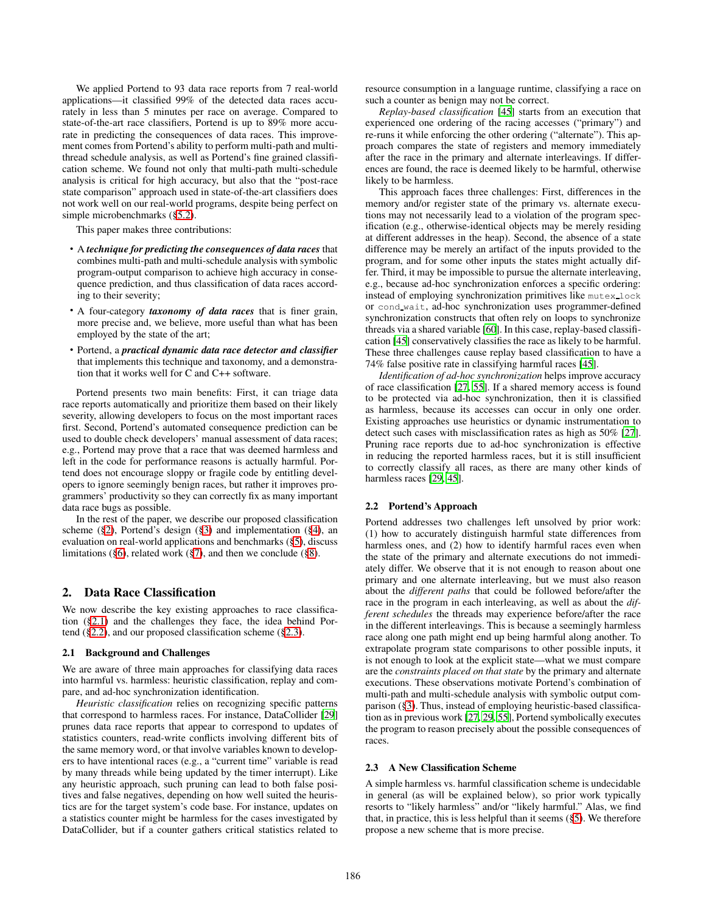We applied Portend to 93 data race reports from 7 real-world applications—it classified 99% of the detected data races accurately in less than 5 minutes per race on average. Compared to state-of-the-art race classifiers, Portend is up to 89% more accurate in predicting the consequences of data races. This improvement comes from Portend's ability to perform multi-path and multi-thread schedule analysis, as well as Portend's fine grained classification scheme. We found not only that multi-path multi-schedule analysis is critical for high accuracy, but also that the "post-race state comparison" approach used in state-of-the-art classifiers does not work well on our real-world programs, despite being perfect on simple microbenchmarks (§5.2).

This paper makes three contributions:

- A ***technique for predicting the consequences of data races*** that combines multi-path and multi-schedule analysis with symbolic program-output comparison to achieve high accuracy in consequence prediction, and thus classification of data races according to their severity;
- A four-category ***taxonomy of data races*** that is finer grain, more precise and, we believe, more useful than what has been employed by the state of the art;
- Portend, a ***practical dynamic data race detector and classifier*** that implements this technique and taxonomy, and a demonstration that it works well for C and C++ software.

Portend presents two main benefits: First, it can triage data race reports automatically and prioritize them based on their likely severity, allowing developers to focus on the most important races first. Second, Portend's automated consequence prediction can be used to double check developers' manual assessment of data races; e.g., Portend may prove that a race that was deemed harmless and left in the code for performance reasons is actually harmful. Portend does not encourage sloppy or fragile code by entitling developers to ignore seemingly benign races, but rather it improves programmers' productivity so they can correctly fix as many important data race bugs as possible.

In the rest of the paper, we describe our proposed classification scheme (§2), Portend's design (§3) and implementation (§4), an evaluation on real-world applications and benchmarks (§5), discuss limitations (§6), related work (§7), and then we conclude (§8).

## 2. Data Race Classification

We now describe the key existing approaches to race classification (§2.1) and the challenges they face, the idea behind Portend (§2.2), and our proposed classification scheme (§2.3).

### 2.1 Background and Challenges

We are aware of three main approaches for classifying data races into harmful vs. harmless: heuristic classification, replay and compare, and ad-hoc synchronization identification.

*Heuristic classification* relies on recognizing specific patterns that correspond to harmless races. For instance, DataCollider [29] prunes data race reports that appear to correspond to updates of statistics counters, read-write conflicts involving different bits of the same memory word, or that involve variables known to developers to have intentional races (e.g., a "current time" variable is read by many threads while being updated by the timer interrupt). Like any heuristic approach, such pruning can lead to both false positives and false negatives, depending on how well suited the heuristics are for the target system's code base. For instance, updates on a statistics counter might be harmless for the cases investigated by DataCollider, but if a counter gathers critical statistics related to resource consumption in a language runtime, classifying a race on such a counter as benign may not be correct.

*Replay-based classification* [45] starts from an execution that experienced one ordering of the racing accesses ("primary") and re-runs it while enforcing the other ordering ("alternate"). This approach compares the state of registers and memory immediately after the race in the primary and alternate interleavings. If differences are found, the race is deemed likely to be harmful, otherwise likely to be harmless.

This approach faces three challenges: First, differences in the memory and/or register state of the primary vs. alternate executions may not necessarily lead to a violation of the program specification (e.g., otherwise-identical objects may be merely residing at different addresses in the heap). Second, the absence of a state difference may be merely an artifact of the inputs provided to the program, and for some other inputs the states might actually differ. Third, it may be impossible to pursue the alternate interleaving, e.g., because ad-hoc synchronization enforces a specific ordering: instead of employing synchronization primitives like `mutex_lock` or `cond_wait`, ad-hoc synchronization uses programmer-defined synchronization constructs that often rely on loops to synchronize threads via a shared variable [60]. In this case, replay-based classification [45] conservatively classifies the race as likely to be harmful. These three challenges cause replay based classification to have a 74% false positive rate in classifying harmful races [45].

*Identification of ad-hoc synchronization* helps improve accuracy of race classification [27, 55]. If a shared memory access is found to be protected via ad-hoc synchronization, then it is classified as harmless, because its accesses can occur in only one order. Existing approaches use heuristics or dynamic instrumentation to detect such cases with misclassification rates as high as 50% [27]. Pruning race reports due to ad-hoc synchronization is effective in reducing the reported harmless races, but it is still insufficient to correctly classify all races, as there are many other kinds of harmless races [29, 45].

### 2.2 Portend's Approach

Portend addresses two challenges left unsolved by prior work: (1) how to accurately distinguish harmful state differences from harmless ones, and (2) how to identify harmful races even when the state of the primary and alternate executions do not immediately differ. We observe that it is not enough to reason about one primary and one alternate interleaving, but we must also reason about the *different paths* that could be followed before/after the race in the program in each interleaving, as well as about the *different schedules* the threads may experience before/after the race in the different interleavings. This is because a seemingly harmless race along one path might end up being harmful along another. To extrapolate program state comparisons to other possible inputs, it is not enough to look at the explicit state—what we must compare are the *constraints placed on that state* by the primary and alternate executions. These observations motivate Portend's combination of multi-path and multi-schedule analysis with symbolic output comparison (§3). Thus, instead of employing heuristic-based classification as in previous work [27, 29, 55], Portend symbolically executes the program to reason precisely about the possible consequences of races.

### 2.3 A New Classification Scheme

A simple harmless vs. harmful classification scheme is undecidable in general (as will be explained below), so prior work typically resorts to "likely harmless" and/or "likely harmful." Alas, we find that, in practice, this is less helpful than it seems (§5). We therefore propose a new scheme that is more precise.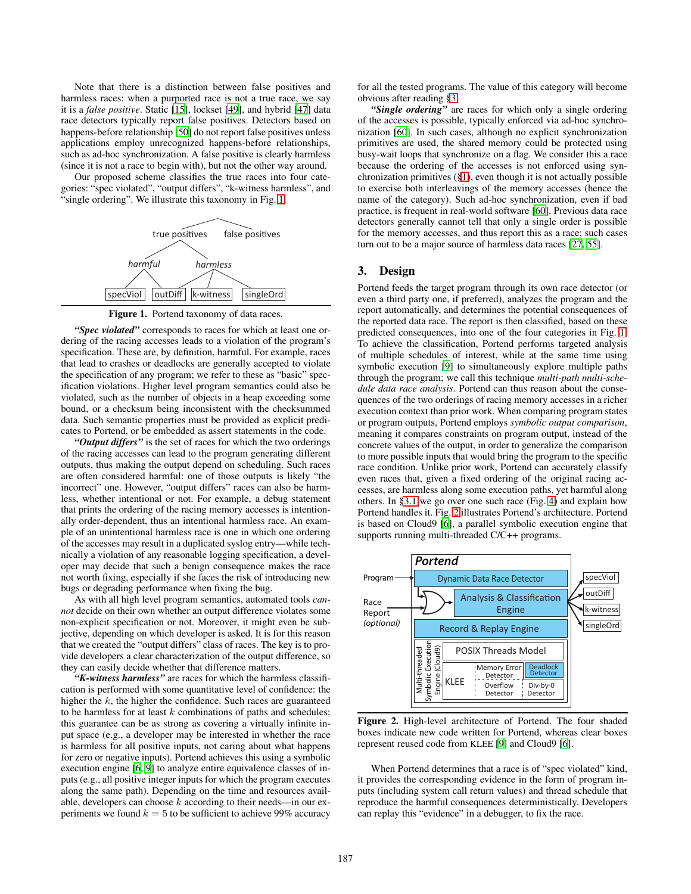Note that there is a distinction between false positives and harmless races: when a purported race is not a true race, we say it is a *false positive*. Static [15], lockset [49], and hybrid [47] data race detectors typically report false positives. Detectors based on happens-before relationship [50] do not report false positives unless applications employ unrecognized happens-before relationships, such as ad-hoc synchronization. A false positive is clearly harmless (since it is not a race to begin with), but not the other way around.

Our proposed scheme classifies the true races into four categories: "spec violated", "output differs", "k-witness harmless", and "single ordering". We illustrate this taxonomy in Fig. 1.

true positives
false positives
harmful
harmless
specViol
outDiff
k-witness
singleOrd

**Figure 1.** Portend taxonomy of data races.

***"Spec violated"*** corresponds to races for which at least one ordering of the racing accesses leads to a violation of the program's specification. These are, by definition, harmful. For example, races that lead to crashes or deadlocks are generally accepted to violate the specification of any program; we refer to these as "basic" specification violations. Higher level program semantics could also be violated, such as the number of objects in a heap exceeding some bound, or a checksum being inconsistent with the checksummed data. Such semantic properties must be provided as explicit predicates to Portend, or be embedded as assert statements in the code.

***"Output differs"*** is the set of races for which the two orderings of the racing accesses can lead to the program generating different outputs, thus making the output depend on scheduling. Such races are often considered harmful: one of those outputs is likely "the incorrect" one. However, "output differs" races can also be harmless, whether intentional or not. For example, a debug statement that prints the ordering of the racing memory accesses is intentionally order-dependent, thus an intentional harmless race. An example of an unintentional harmless race is one in which one ordering of the accesses may result in a duplicated syslog entry—while technically a violation of any reasonable logging specification, a developer may decide that such a benign consequence makes the race not worth fixing, especially if she faces the risk of introducing new bugs or degrading performance when fixing the bug.

As with all high level program semantics, automated tools *cannot* decide on their own whether an output difference violates some non-explicit specification or not. Moreover, it might even be subjective, depending on which developer is asked. It is for this reason that we created the "output differs" class of races. The key is to provide developers a clear characterization of the output difference, so they can easily decide whether that difference matters.

***"K-witness harmless"*** are races for which the harmless classification is performed with some quantitative level of confidence: the higher the $k$, the higher the confidence. Such races are guaranteed to be harmless for at least $k$ combinations of paths and schedules; this guarantee can be as strong as covering a virtually infinite input space (e.g., a developer may be interested in whether the race is harmless for all positive inputs, not caring about what happens for zero or negative inputs). Portend achieves this using a symbolic execution engine [6, 9] to analyze entire equivalence classes of inputs (e.g., all positive integer inputs for which the program executes along the same path). Depending on the time and resources available, developers can choose $k$ according to their needs—in our experiments we found $k = 5$ to be sufficient to achieve 99% accuracy for all the tested programs. The value of this category will become obvious after reading §3.

***"Single ordering"*** are races for which only a single ordering of the accesses is possible, typically enforced via ad-hoc synchronization [60]. In such cases, although no explicit synchronization primitives are used, the shared memory could be protected using busy-wait loops that synchronize on a flag. We consider this a race because the ordering of the accesses is not enforced using synchronization primitives (§1), even though it is not actually possible to exercise both interleavings of the memory accesses (hence the name of the category). Such ad-hoc synchronization, even if bad practice, is frequent in real-world software [60]. Previous data race detectors generally cannot tell that only a single order is possible for the memory accesses, and thus report this as a race; such cases turn out to be a major source of harmless data races [27, 55].

## 3. Design

Portend feeds the target program through its own race detector (or even a third party one, if preferred), analyzes the program and the report automatically, and determines the potential consequences of the reported data race. The report is then classified, based on these predicted consequences, into one of the four categories in Fig. 1. To achieve the classification, Portend performs targeted analysis of multiple schedules of interest, while at the same time using symbolic execution [9] to simultaneously explore multiple paths through the program; we call this technique *multi-path multi-schedule data race analysis*. Portend can thus reason about the consequences of the two orderings of racing memory accesses in a richer execution context than prior work. When comparing program states or program outputs, Portend employs *symbolic output comparison*, meaning it compares constraints on program output, instead of the concrete values of the output, in order to generalize the comparison to more possible inputs that would bring the program to the specific race condition. Unlike prior work, Portend can accurately classify even races that, given a fixed ordering of the original racing accesses, are harmless along some execution paths, yet harmful along others. In §3.1 we go over one such race (Fig. 4) and explain how Portend handles it. Fig. 2 illustrates Portend's architecture. Portend is based on Cloud9 [6], a parallel symbolic execution engine that supports running multi-threaded C/C++ programs.

Portend
Program
Race Report (optional)
Dynamic Data Race Detector
Analysis & Classification Engine
Record & Replay Engine
POSIX Threads Model
Multi-threaded Symbolic Execution Engine (Cloud9)
KLEE
Memory Error Detector
Deadlock Detector
Overflow Detector
Div-by-0 Detector
specViol
outDiff
k-witness
singleOrd

**Figure 2.** High-level architecture of Portend. The four shaded boxes indicate new code written for Portend, whereas clear boxes represent reused code from KLEE [9] and Cloud9 [6].

When Portend determines that a race is of "spec violated" kind, it provides the corresponding evidence in the form of program inputs (including system call return values) and thread schedule that reproduce the harmful consequences deterministically. Developers can replay this "evidence" in a debugger, to fix the race.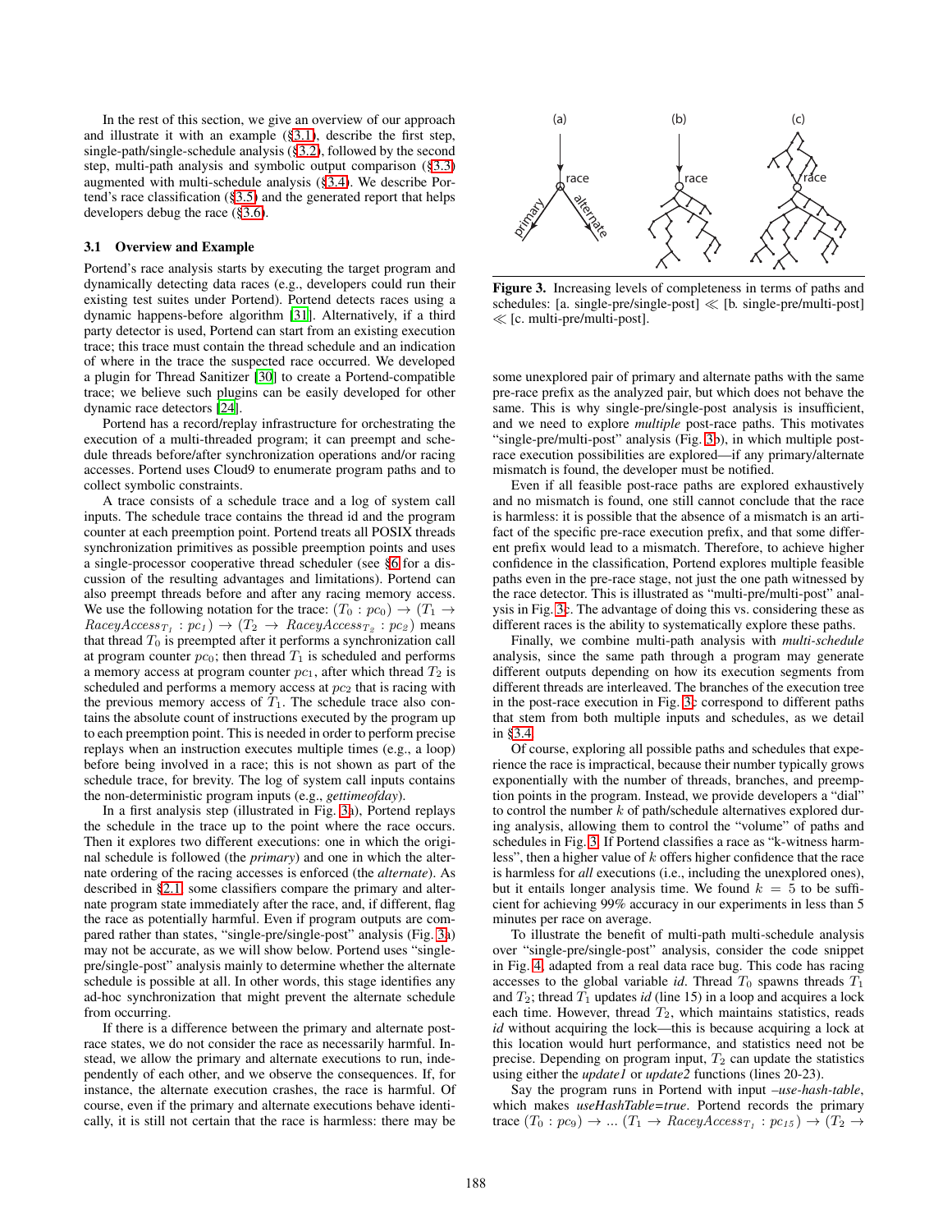In the rest of this section, we give an overview of our approach and illustrate it with an example (§3.1), describe the first step, single-path/single-schedule analysis (§3.2), followed by the second step, multi-path analysis and symbolic output comparison (§3.3) augmented with multi-schedule analysis (§3.4). We describe Portend's race classification (§3.5) and the generated report that helps developers debug the race (§3.6).

### 3.1 Overview and Example

Portend's race analysis starts by executing the target program and dynamically detecting data races (e.g., developers could run their existing test suites under Portend). Portend detects races using a dynamic happens-before algorithm [31]. Alternatively, if a third party detector is used, Portend can start from an existing execution trace; this trace must contain the thread schedule and an indication of where in the trace the suspected race occurred. We developed a plugin for Thread Sanitizer [30] to create a Portend-compatible trace; we believe such plugins can be easily developed for other dynamic race detectors [24].

Portend has a record/replay infrastructure for orchestrating the execution of a multi-threaded program; it can preempt and schedule threads before/after synchronization operations and/or racing accesses. Portend uses Cloud9 to enumerate program paths and to collect symbolic constraints.

A trace consists of a schedule trace and a log of system call inputs. The schedule trace contains the thread id and the program counter at each preemption point. Portend treats all POSIX threads synchronization primitives as possible preemption points and uses a single-processor cooperative thread scheduler (see §6 for a discussion of the resulting advantages and limitations). Portend can also preempt threads before and after any racing memory access. We use the following notation for the trace: $(T_0 : pc_0) \rightarrow (T_1 \rightarrow RaceyAccess_{T_1} : pc_1) \rightarrow (T_2 \rightarrow RaceyAccess_{T_2} : pc_2)$ means that thread $T_0$ is preempted after it performs a synchronization call at program counter $pc_0$; then thread $T_1$ is scheduled and performs a memory access at program counter $pc_1$, after which thread $T_2$ is scheduled and performs a memory access at $pc_2$ that is racing with the previous memory access of $T_1$. The schedule trace also contains the absolute count of instructions executed by the program up to each preemption point. This is needed in order to perform precise replays when an instruction executes multiple times (e.g., a loop) before being involved in a race; this is not shown as part of the schedule trace, for brevity. The log of system call inputs contains the non-deterministic program inputs (e.g., *gettimeofday*).

In a first analysis step (illustrated in Fig. 3a), Portend replays the schedule in the trace up to the point where the race occurs. Then it explores two different executions: one in which the original schedule is followed (the *primary*) and one in which the alternate ordering of the racing accesses is enforced (the *alternate*). As described in §2.1, some classifiers compare the primary and alternate program state immediately after the race, and, if different, flag the race as potentially harmful. Even if program outputs are compared rather than states, "single-pre/single-post" analysis (Fig. 3a) may not be accurate, as we will show below. Portend uses "single-pre/single-post" analysis mainly to determine whether the alternate schedule is possible at all. In other words, this stage identifies any ad-hoc synchronization that might prevent the alternate schedule from occurring.

If there is a difference between the primary and alternate post-race states, we do not consider the race as necessarily harmful. Instead, we allow the primary and alternate executions to run, independently of each other, and we observe the consequences. If, for instance, the alternate execution crashes, the race is harmful. Of course, even if the primary and alternate executions behave identically, it is still not certain that the race is harmless: there may be some unexplored pair of primary and alternate paths with the same pre-race prefix as the analyzed pair, but which does not behave the same. This is why single-pre/single-post analysis is insufficient, and we need to explore *multiple* post-race paths. This motivates "single-pre/multi-post" analysis (Fig. 3b), in which multiple post-race execution possibilities are explored—if any primary/alternate mismatch is found, the developer must be notified.

**Figure 3.** Increasing levels of completeness in terms of paths and schedules: [a. single-pre/single-post] $\ll$ [b. single-pre/multi-post] $\ll$ [c. multi-pre/multi-post].

Even if all feasible post-race paths are explored exhaustively and no mismatch is found, one still cannot conclude that the race is harmless: it is possible that the absence of a mismatch is an artifact of the specific pre-race execution prefix, and that some different prefix would lead to a mismatch. Therefore, to achieve higher confidence in the classification, Portend explores multiple feasible paths even in the pre-race stage, not just the one path witnessed by the race detector. This is illustrated as "multi-pre/multi-post" analysis in Fig. 3c. The advantage of doing this vs. considering these as different races is the ability to systematically explore these paths.

Finally, we combine multi-path analysis with *multi-schedule* analysis, since the same path through a program may generate different outputs depending on how its execution segments from different threads are interleaved. The branches of the execution tree in the post-race execution in Fig. 3c correspond to different paths that stem from both multiple inputs and schedules, as we detail in §3.4.

Of course, exploring all possible paths and schedules that experience the race is impractical, because their number typically grows exponentially with the number of threads, branches, and preemption points in the program. Instead, we provide developers a "dial" to control the number $k$ of path/schedule alternatives explored during analysis, allowing them to control the "volume" of paths and schedules in Fig. 3. If Portend classifies a race as "k-witness harmless", then a higher value of $k$ offers higher confidence that the race is harmless for *all* executions (i.e., including the unexplored ones), but it entails longer analysis time. We found $k = 5$ to be sufficient for achieving 99% accuracy in our experiments in less than 5 minutes per race on average.

To illustrate the benefit of multi-path multi-schedule analysis over "single-pre/single-post" analysis, consider the code snippet in Fig. 4, adapted from a real data race bug. This code has racing accesses to the global variable *id*. Thread $T_0$ spawns threads $T_1$ and $T_2$; thread $T_1$ updates *id* (line 15) in a loop and acquires a lock each time. However, thread $T_2$, which maintains statistics, reads *id* without acquiring the lock—this is because acquiring a lock at this location would hurt performance, and statistics need not be precise. Depending on program input, $T_2$ can update the statistics using either the *update1* or *update2* functions (lines 20-23).

Say the program runs in Portend with input *–use-hash-table*, which makes *useHashTable=true*. Portend records the primary trace $(T_0 : pc_9) \rightarrow \ldots (T_1 \rightarrow RaceyAccess_{T_1} : pc_{15}) \rightarrow (T_2 \rightarrow$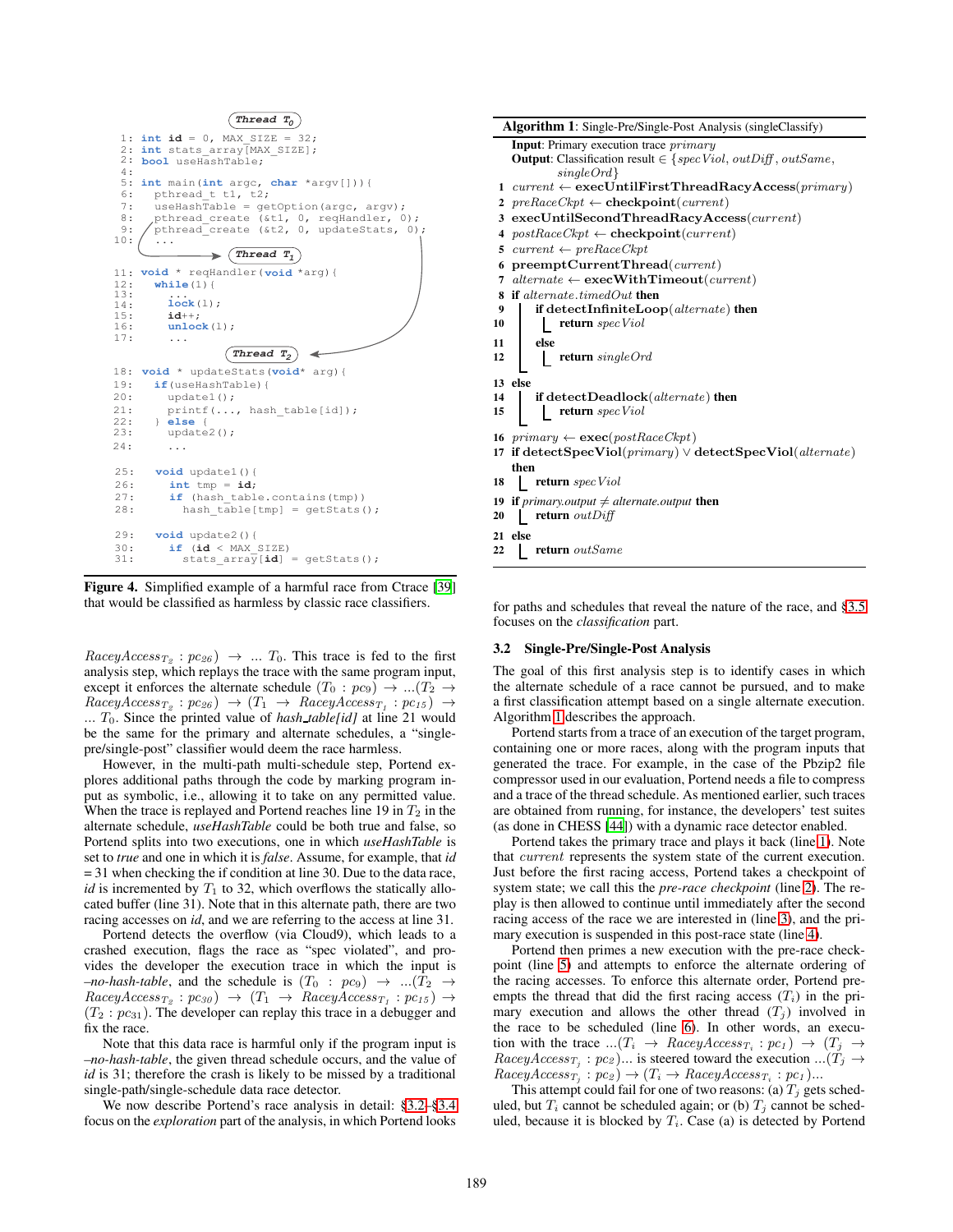```
                    Thread T0
 1: int id = 0, MAX_SIZE = 32;
 2: int stats_array[MAX_SIZE];
 2: bool useHashTable;
 4:
 5: int main(int argc, char *argv[])){
 6:    pthread_t t1, t2;
 7:    useHashTable = getOption(argc, argv);
 8:    pthread_create (&t1, 0, reqHandler, 0);
 9:    pthread_create (&t2, 0, updateStats, 0);
10:    ...
                    Thread T1
11: void * reqHandler(void *arg){
12:    while(1){
13:      ...
14:      lock(l);
15:      id++;
16:      unlock(l);
17:      ...
                    Thread T2
18: void * updateStats(void* arg){
19:    if(useHashTable){
20:      update1();
21:      printf(..., hash_table[id]);
22:    } else {
23:      update2();
24:      ...

25:    void update1(){
26:      int tmp = id;
27:      if (hash_table.contains(tmp))
28:        hash_table[tmp] = getStats();

29:    void update2(){
30:      if (id < MAX_SIZE)
31:        stats_array[id] = getStats();
```

**Figure 4.** Simplified example of a harmful race from Ctrace [39] that would be classified as harmless by classic race classifiers.

$RaceyAccess_{T_2} : pc_{26}) \rightarrow ... T_0$. This trace is fed to the first analysis step, which replays the trace with the same program input, except it enforces the alternate schedule $(T_0 : pc_9) \rightarrow ...(T_2 \rightarrow RaceyAccess_{T_2} : pc_{26}) \rightarrow (T_1 \rightarrow RaceyAccess_{T_1} : pc_{15}) \rightarrow ... T_0$. Since the printed value of *hash_table[id]* at line 21 would be the same for the primary and alternate schedules, a "single-pre/single-post" classifier would deem the race harmless.

However, in the multi-path multi-schedule step, Portend explores additional paths through the code by marking program input as symbolic, i.e., allowing it to take on any permitted value. When the trace is replayed and Portend reaches line 19 in $T_2$ in the alternate schedule, *useHashTable* could be both true and false, so Portend splits into two executions, one in which *useHashTable* is set to *true* and one in which it is *false*. Assume, for example, that *id* = 31 when checking the if condition at line 30. Due to the data race, *id* is incremented by $T_1$ to 32, which overflows the statically allocated buffer (line 31). Note that in this alternate path, there are two racing accesses on *id*, and we are referring to the access at line 31.

Portend detects the overflow (via Cloud9), which leads to a crashed execution, flags the race as "spec violated", and provides the developer the execution trace in which the input is *–no-hash-table*, and the schedule is $(T_0 : pc_9) \rightarrow ...(T_2 \rightarrow RaceyAccess_{T_2} : pc_{30}) \rightarrow (T_1 \rightarrow RaceyAccess_{T_1} : pc_{15}) \rightarrow (T_2 : pc_{31})$. The developer can replay this trace in a debugger and fix the race.

Note that this data race is harmful only if the program input is *–no-hash-table*, the given thread schedule occurs, and the value of *id* is 31; therefore the crash is likely to be missed by a traditional single-path/single-schedule data race detector.

We now describe Portend's race analysis in detail: §3.2–§3.4 focus on the *exploration* part of the analysis, in which Portend looks for paths and schedules that reveal the nature of the race, and §3.5 focuses on the *classification* part.

**Algorithm 1**: Single-Pre/Single-Post Analysis (singleClassify)

**Input**: Primary execution trace *primary*
**Output**: Classification result ∈ {*specViol*, *outDiff*, *outSame*, *singleOrd*}

```
 1  current ← execUntilFirstThreadRacyAccess(primary)
 2  preRaceCkpt ← checkpoint(current)
 3  execUntilSecondThreadRacyAccess(current)
 4  postRaceCkpt ← checkpoint(current)
 5  current ← preRaceCkpt
 6  preemptCurrentThread(current)
 7  alternate ← execWithTimeout(current)
 8  if alternate.timedOut then
 9      if detectInfiniteLoop(alternate) then
10          return specViol
11      else
12          return singleOrd
13  else
14      if detectDeadlock(alternate) then
15          return specViol
16  primary ← exec(postRaceCkpt)
17  if detectSpecViol(primary) ∨ detectSpecViol(alternate)
    then
18      return specViol
19  if primary.output ≠ alternate.output then
20      return outDiff
21  else
22      return outSame
```

### 3.2 Single-Pre/Single-Post Analysis

The goal of this first analysis step is to identify cases in which the alternate schedule of a race cannot be pursued, and to make a first classification attempt based on a single alternate execution. Algorithm 1 describes the approach.

Portend starts from a trace of an execution of the target program, containing one or more races, along with the program inputs that generated the trace. For example, in the case of the Pbzip2 file compressor used in our evaluation, Portend needs a file to compress and a trace of the thread schedule. As mentioned earlier, such traces are obtained from running, for instance, the developers' test suites (as done in CHESS [44]) with a dynamic race detector enabled.

Portend takes the primary trace and plays it back (line 1). Note that *current* represents the system state of the current execution. Just before the first racing access, Portend takes a checkpoint of system state; we call this the *pre-race checkpoint* (line 2). The replay is then allowed to continue until immediately after the second racing access of the race we are interested in (line 3), and the primary execution is suspended in this post-race state (line 4).

Portend then primes a new execution with the pre-race checkpoint (line 5) and attempts to enforce the alternate ordering of the racing accesses. To enforce this alternate order, Portend preempts the thread that did the first racing access ($T_i$) in the primary execution and allows the other thread ($T_j$) involved in the race to be scheduled (line 6). In other words, an execution with the trace $...(T_i \rightarrow RaceyAccess_{T_i} : pc_1) \rightarrow (T_j \rightarrow RaceyAccess_{T_j} : pc_2)...$ is steered toward the execution $...(T_j \rightarrow RaceyAccess_{T_j} : pc_2) \rightarrow (T_i \rightarrow RaceyAccess_{T_i} : pc_1)...$

This attempt could fail for one of two reasons: (a) $T_j$ gets scheduled, but $T_i$ cannot be scheduled again; or (b) $T_j$ cannot be scheduled, because it is blocked by $T_i$. Case (a) is detected by Portend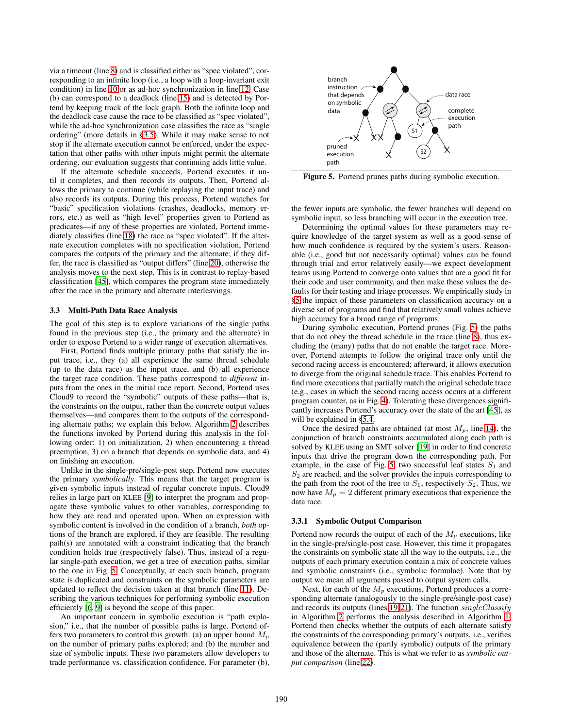via a timeout (line 8) and is classified either as "spec violated", corresponding to an infinite loop (i.e., a loop with a loop-invariant exit condition) in line 10 or as ad-hoc synchronization in line 12. Case (b) can correspond to a deadlock (line 15) and is detected by Portend by keeping track of the lock graph. Both the infinite loop and the deadlock case cause the race to be classified as "spec violated", while the ad-hoc synchronization case classifies the race as "single ordering" (more details in §3.5). While it may make sense to not stop if the alternate execution cannot be enforced, under the expectation that other paths with other inputs might permit the alternate ordering, our evaluation suggests that continuing adds little value.

If the alternate schedule succeeds, Portend executes it until it completes, and then records its outputs. Then, Portend allows the primary to continue (while replaying the input trace) and also records its outputs. During this process, Portend watches for "basic" specification violations (crashes, deadlocks, memory errors, etc.) as well as "high level" properties given to Portend as predicates—if any of these properties are violated, Portend immediately classifies (line 18) the race as "spec violated". If the alternate execution completes with no specification violation, Portend compares the outputs of the primary and the alternate; if they differ, the race is classified as "output differs" (line 20), otherwise the analysis moves to the next step. This is in contrast to replay-based classification [45], which compares the program state immediately after the race in the primary and alternate interleavings.

### 3.3 Multi-Path Data Race Analysis

The goal of this step is to explore variations of the single paths found in the previous step (i.e., the primary and the alternate) in order to expose Portend to a wider range of execution alternatives.

First, Portend finds multiple primary paths that satisfy the input trace, i.e., they (a) all experience the same thread schedule (up to the data race) as the input trace, and (b) all experience the target race condition. These paths correspond to *different* inputs from the ones in the initial race report. Second, Portend uses Cloud9 to record the "symbolic" outputs of these paths—that is, the constraints on the output, rather than the concrete output values themselves—and compares them to the outputs of the corresponding alternate paths; we explain this below. Algorithm 2 describes the functions invoked by Portend during this analysis in the following order: 1) on initialization, 2) when encountering a thread preemption, 3) on a branch that depends on symbolic data, and 4) on finishing an execution.

Unlike in the single-pre/single-post step, Portend now executes the primary *symbolically*. This means that the target program is given symbolic inputs instead of regular concrete inputs. Cloud9 relies in large part on KLEE [9] to interpret the program and propagate these symbolic values to other variables, corresponding to how they are read and operated upon. When an expression with symbolic content is involved in the condition of a branch, *both* options of the branch are explored, if they are feasible. The resulting path(s) are annotated with a constraint indicating that the branch condition holds true (respectively false). Thus, instead of a regular single-path execution, we get a tree of execution paths, similar to the one in Fig. 5. Conceptually, at each such branch, program state is duplicated and constraints on the symbolic parameters are updated to reflect the decision taken at that branch (line 11). Describing the various techniques for performing symbolic execution efficiently [6, 9] is beyond the scope of this paper.

An important concern in symbolic execution is "path explosion," i.e., that the number of possible paths is large. Portend offers two parameters to control this growth: (a) an upper bound $M_p$ on the number of primary paths explored; and (b) the number and size of symbolic inputs. These two parameters allow developers to trade performance vs. classification confidence. For parameter (b), the fewer inputs are symbolic, the fewer branches will depend on symbolic input, so less branching will occur in the execution tree.

Figure 5. Portend prunes paths during symbolic execution.

Determining the optimal values for these parameters may require knowledge of the target system as well as a good sense of how much confidence is required by the system's users. Reasonable (i.e., good but not necessarily optimal) values can be found through trial and error relatively easily—we expect development teams using Portend to converge onto values that are a good fit for their code and user community, and then make these values the defaults for their testing and triage processes. We empirically study in §5 the impact of these parameters on classification accuracy on a diverse set of programs and find that relatively small values achieve high accuracy for a broad range of programs.

During symbolic execution, Portend prunes (Fig. 5) the paths that do not obey the thread schedule in the trace (line 8), thus excluding the (many) paths that do not enable the target race. Moreover, Portend attempts to follow the original trace only until the second racing access is encountered; afterward, it allows execution to diverge from the original schedule trace. This enables Portend to find more executions that partially match the original schedule trace (e.g., cases in which the second racing access occurs at a different program counter, as in Fig. 4). Tolerating these divergences significantly increases Portend's accuracy over the state of the art [45], as will be explained in §5.4.

Once the desired paths are obtained (at most $M_p$, line 14), the conjunction of branch constraints accumulated along each path is solved by KLEE using an SMT solver [19] in order to find concrete inputs that drive the program down the corresponding path. For example, in the case of Fig. 5, two successful leaf states $S_1$ and $S_2$ are reached, and the solver provides the inputs corresponding to the path from the root of the tree to $S_1$, respectively $S_2$. Thus, we now have $M_p = 2$ different primary executions that experience the data race.

#### 3.3.1 Symbolic Output Comparison

Portend now records the output of each of the $M_p$ executions, like in the single-pre/single-post case. However, this time it propagates the constraints on symbolic state all the way to the outputs, i.e., the outputs of each primary execution contain a mix of concrete values and symbolic constraints (i.e., symbolic formulae). Note that by output we mean all arguments passed to output system calls.

Next, for each of the $M_p$ executions, Portend produces a corresponding alternate (analogously to the single-pre/single-post case) and records its outputs (lines 19-21). The function *singleClassify* in Algorithm 2 performs the analysis described in Algorithm 1. Portend then checks whether the outputs of each alternate satisfy the constraints of the corresponding primary's outputs, i.e., verifies equivalence between the (partly symbolic) outputs of the primary and those of the alternate. This is what we refer to as *symbolic output comparison* (line 22).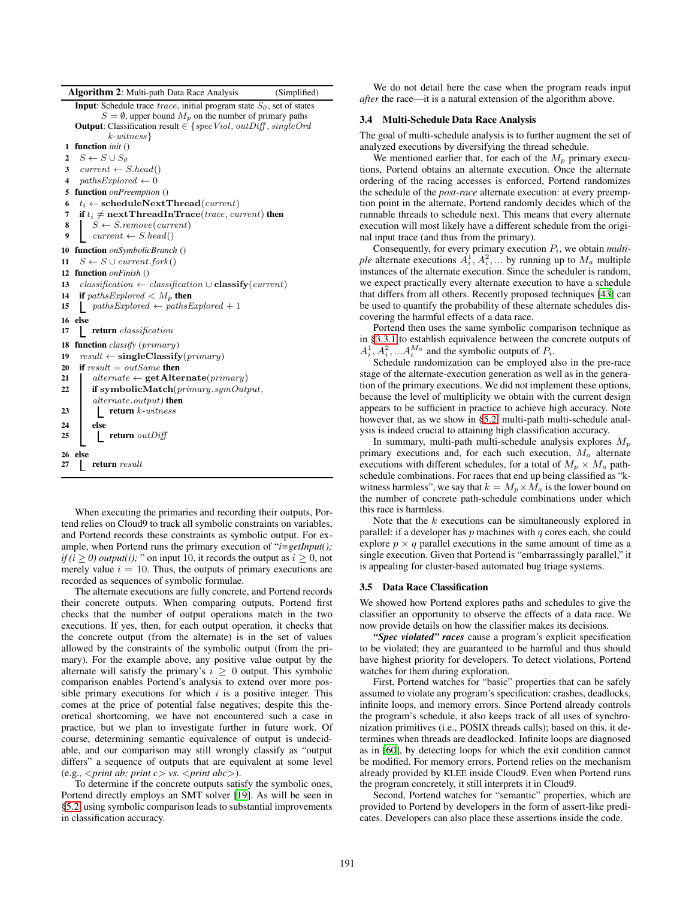**Algorithm 2**: Multi-path Data Race Analysis (Simplified)

```
Input: Schedule trace trace, initial program state S_0, set of states
       S = ∅, upper bound M_p on the number of primary paths
Output: Classification result ∈ {specViol, outDiff, singleOrd
        k-witness}
1  function init ()
2    S ← S ∪ S_0
3    current ← S.head()
4    pathsExplored ← 0
5  function onPreemption ()
6    t_i ← scheduleNextThread(current)
7    if t_i ≠ nextThreadInTrace(trace, current) then
8      S ← S.remove(current)
9      current ← S.head()
10 function onSymbolicBranch ()
11   S ← S ∪ current.fork()
12 function onFinish ()
13   classification ← classification ∪ classify(current)
14   if pathsExplored < M_p then
15     pathsExplored ← pathsExplored + 1
16   else
17     return classification
18 function classify (primary)
19   result ← singleClassify(primary)
20   if result = outSame then
21     alternate ← getAlternate(primary)
22     if symbolicMatch(primary.symOutput,
         alternate.output) then
23       return k-witness
24     else
25       return outDiff
26   else
27     return result
```

When executing the primaries and recording their outputs, Portend relies on Cloud9 to track all symbolic constraints on variables, and Portend records these constraints as symbolic output. For example, when Portend runs the primary execution of "*i=getInput(); if (i ≥ 0) output(i);* " on input 10, it records the output as $i \geq 0$, not merely value $i = 10$. Thus, the outputs of primary executions are recorded as sequences of symbolic formulae.

The alternate executions are fully concrete, and Portend records their concrete outputs. When comparing outputs, Portend first checks that the number of output operations match in the two executions. If yes, then, for each output operation, it checks that the concrete output (from the alternate) is in the set of values allowed by the constraints of the symbolic output (from the primary). For the example above, any positive value output by the alternate will satisfy the primary's $i \geq 0$ output. This symbolic comparison enables Portend's analysis to extend over more possible primary executions for which $i$ is a positive integer. This comes at the price of potential false negatives; despite this theoretical shortcoming, we have not encountered such a case in practice, but we plan to investigate further in future work. Of course, determining semantic equivalence of output is undecidable, and our comparison may still wrongly classify as "output differs" a sequence of outputs that are equivalent at some level (e.g., *<print ab; print c> vs. <print abc>*).

To determine if the concrete outputs satisfy the symbolic ones, Portend directly employs an SMT solver [19]. As will be seen in §5.2, using symbolic comparison leads to substantial improvements in classification accuracy.

We do not detail here the case when the program reads input *after* the race—it is a natural extension of the algorithm above.

### 3.4 Multi-Schedule Data Race Analysis

The goal of multi-schedule analysis is to further augment the set of analyzed executions by diversifying the thread schedule.

We mentioned earlier that, for each of the $M_p$ primary executions, Portend obtains an alternate execution. Once the alternate ordering of the racing accesses is enforced, Portend randomizes the schedule of the *post-race* alternate execution: at every preemption point in the alternate, Portend randomly decides which of the runnable threads to schedule next. This means that every alternate execution will most likely have a different schedule from the original input trace (and thus from the primary).

Consequently, for every primary execution $P_i$, we obtain *multiple* alternate executions $A_i^1, A_i^2, \ldots$ by running up to $M_a$ multiple instances of the alternate execution. Since the scheduler is random, we expect practically every alternate execution to have a schedule that differs from all others. Recently proposed techniques [43] can be used to quantify the probability of these alternate schedules discovering the harmful effects of a data race.

Portend then uses the same symbolic comparison technique as in §3.3.1 to establish equivalence between the concrete outputs of $A_i^1, A_i^2, \ldots A_i^{M_a}$ and the symbolic outputs of $P_i$.

Schedule randomization can be employed also in the pre-race stage of the alternate-execution generation as well as in the generation of the primary executions. We did not implement these options, because the level of multiplicity we obtain with the current design appears to be sufficient in practice to achieve high accuracy. Note however that, as we show in §5.2, multi-path multi-schedule analysis is indeed crucial to attaining high classification accuracy.

In summary, multi-path multi-schedule analysis explores $M_p$ primary executions and, for each such execution, $M_a$ alternate executions with different schedules, for a total of $M_p \times M_a$ path-schedule combinations. For races that end up being classified as "k-witness harmless", we say that $k = M_p \times M_a$ is the lower bound on the number of concrete path-schedule combinations under which this race is harmless.

Note that the $k$ executions can be simultaneously explored in parallel: if a developer has $p$ machines with $q$ cores each, she could explore $p \times q$ parallel executions in the same amount of time as a single execution. Given that Portend is "embarrassingly parallel," it is appealing for cluster-based automated bug triage systems.

### 3.5 Data Race Classification

We showed how Portend explores paths and schedules to give the classifier an opportunity to observe the effects of a data race. We now provide details on how the classifier makes its decisions.

***"Spec violated" races*** cause a program's explicit specification to be violated; they are guaranteed to be harmful and thus should have highest priority for developers. To detect violations, Portend watches for them during exploration.

First, Portend watches for "basic" properties that can be safely assumed to violate any program's specification: crashes, deadlocks, infinite loops, and memory errors. Since Portend already controls the program's schedule, it also keeps track of all uses of synchronization primitives (i.e., POSIX threads calls); based on this, it determines when threads are deadlocked. Infinite loops are diagnosed as in [60], by detecting loops for which the exit condition cannot be modified. For memory errors, Portend relies on the mechanism already provided by KLEE inside Cloud9. Even when Portend runs the program concretely, it still interprets it in Cloud9.

Second, Portend watches for "semantic" properties, which are provided to Portend by developers in the form of assert-like predicates. Developers can also place these assertions inside the code.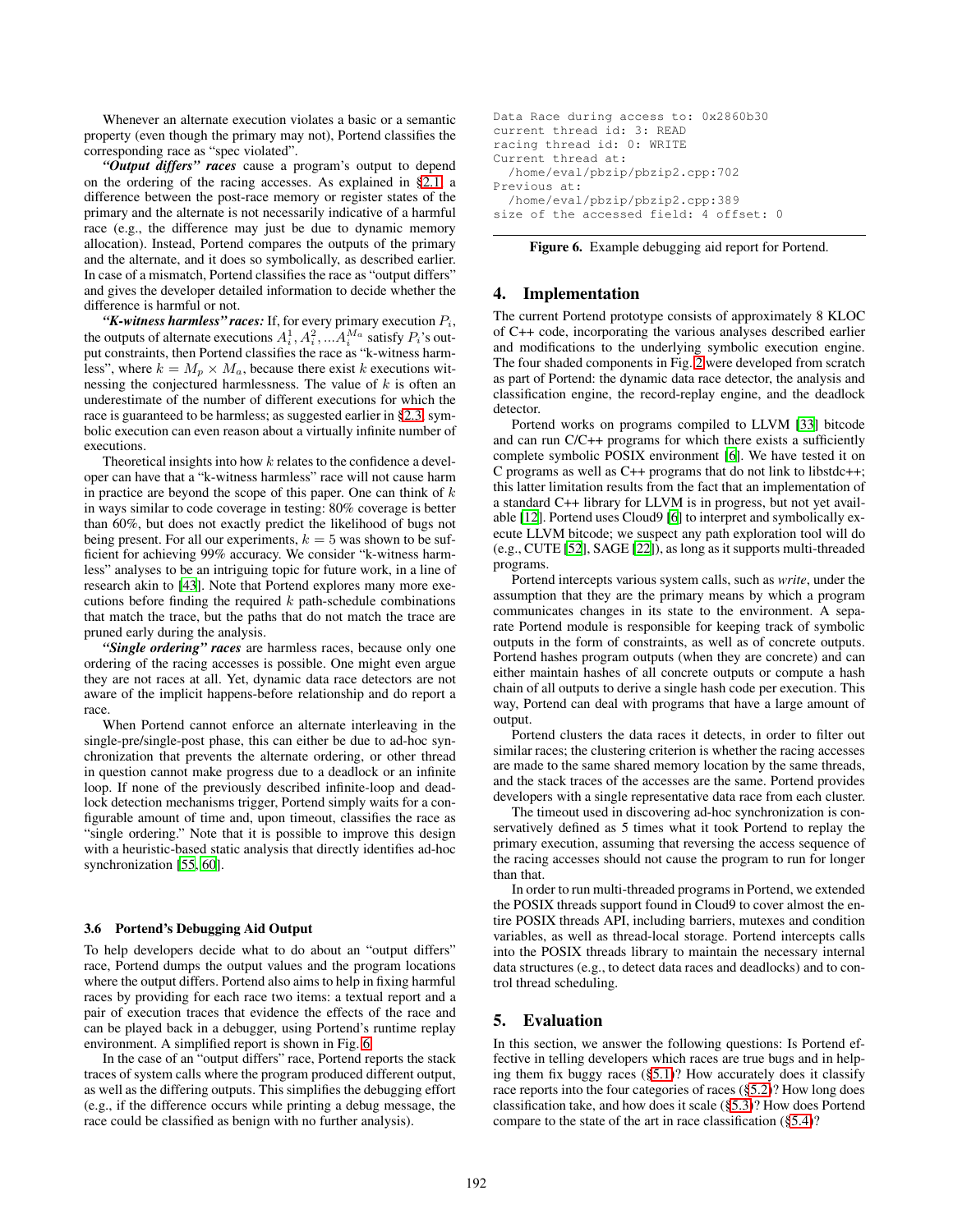Whenever an alternate execution violates a basic or a semantic property (even though the primary may not), Portend classifies the corresponding race as "spec violated".

***"Output differs" races*** cause a program's output to depend on the ordering of the racing accesses. As explained in §2.1, a difference between the post-race memory or register states of the primary and the alternate is not necessarily indicative of a harmful race (e.g., the difference may just be due to dynamic memory allocation). Instead, Portend compares the outputs of the primary and the alternate, and it does so symbolically, as described earlier. In case of a mismatch, Portend classifies the race as "output differs" and gives the developer detailed information to decide whether the difference is harmful or not.

***"K-witness harmless" races:*** If, for every primary execution $P_i$, the outputs of alternate executions $A_i^1, A_i^2, ...A_i^{M_a}$ satisfy $P_i$'s output constraints, then Portend classifies the race as "k-witness harmless", where $k = M_p \times M_a$, because there exist $k$ executions witnessing the conjectured harmlessness. The value of $k$ is often an underestimate of the number of different executions for which the race is guaranteed to be harmless; as suggested earlier in §2.3, symbolic execution can even reason about a virtually infinite number of executions.

Theoretical insights into how $k$ relates to the confidence a developer can have that a "k-witness harmless" race will not cause harm in practice are beyond the scope of this paper. One can think of $k$ in ways similar to code coverage in testing: 80% coverage is better than 60%, but does not exactly predict the likelihood of bugs not being present. For all our experiments, $k = 5$ was shown to be sufficient for achieving 99% accuracy. We consider "k-witness harmless" analyses to be an intriguing topic for future work, in a line of research akin to [43]. Note that Portend explores many more executions before finding the required $k$ path-schedule combinations that match the trace, but the paths that do not match the trace are pruned early during the analysis.

***"Single ordering" races*** are harmless races, because only one ordering of the racing accesses is possible. One might even argue they are not races at all. Yet, dynamic data race detectors are not aware of the implicit happens-before relationship and do report a race.

When Portend cannot enforce an alternate interleaving in the single-pre/single-post phase, this can either be due to ad-hoc synchronization that prevents the alternate ordering, or other thread in question cannot make progress due to a deadlock or an infinite loop. If none of the previously described infinite-loop and deadlock detection mechanisms trigger, Portend simply waits for a configurable amount of time and, upon timeout, classifies the race as "single ordering." Note that it is possible to improve this design with a heuristic-based static analysis that directly identifies ad-hoc synchronization [55, 60].

### 3.6 Portend's Debugging Aid Output

To help developers decide what to do about an "output differs" race, Portend dumps the output values and the program locations where the output differs. Portend also aims to help in fixing harmful races by providing for each race two items: a textual report and a pair of execution traces that evidence the effects of the race and can be played back in a debugger, using Portend's runtime replay environment. A simplified report is shown in Fig. 6.

In the case of an "output differs" race, Portend reports the stack traces of system calls where the program produced different output, as well as the differing outputs. This simplifies the debugging effort (e.g., if the difference occurs while printing a debug message, the race could be classified as benign with no further analysis).

```
Data Race during access to: 0x2860b30
current thread id: 3: READ
racing thread id: 0: WRITE
Current thread at:
  /home/eval/pbzip/pbzip2.cpp:702
Previous at:
  /home/eval/pbzip/pbzip2.cpp:389
size of the accessed field: 4 offset: 0
```

**Figure 6.** Example debugging aid report for Portend.

## 4. Implementation

The current Portend prototype consists of approximately 8 KLOC of C++ code, incorporating the various analyses described earlier and modifications to the underlying symbolic execution engine. The four shaded components in Fig. 2 were developed from scratch as part of Portend: the dynamic data race detector, the analysis and classification engine, the record-replay engine, and the deadlock detector.

Portend works on programs compiled to LLVM [33] bitcode and can run C/C++ programs for which there exists a sufficiently complete symbolic POSIX environment [6]. We have tested it on C programs as well as C++ programs that do not link to libstdc++; this latter limitation results from the fact that an implementation of a standard C++ library for LLVM is in progress, but not yet available [12]. Portend uses Cloud9 [6] to interpret and symbolically execute LLVM bitcode; we suspect any path exploration tool will do (e.g., CUTE [52], SAGE [22]), as long as it supports multi-threaded programs.

Portend intercepts various system calls, such as *write*, under the assumption that they are the primary means by which a program communicates changes in its state to the environment. A separate Portend module is responsible for keeping track of symbolic outputs in the form of constraints, as well as of concrete outputs. Portend hashes program outputs (when they are concrete) and can either maintain hashes of all concrete outputs or compute a hash chain of all outputs to derive a single hash code per execution. This way, Portend can deal with programs that have a large amount of output.

Portend clusters the data races it detects, in order to filter out similar races; the clustering criterion is whether the racing accesses are made to the same shared memory location by the same threads, and the stack traces of the accesses are the same. Portend provides developers with a single representative data race from each cluster.

The timeout used in discovering ad-hoc synchronization is conservatively defined as 5 times what it took Portend to replay the primary execution, assuming that reversing the access sequence of the racing accesses should not cause the program to run for longer than that.

In order to run multi-threaded programs in Portend, we extended the POSIX threads support found in Cloud9 to cover almost the entire POSIX threads API, including barriers, mutexes and condition variables, as well as thread-local storage. Portend intercepts calls into the POSIX threads library to maintain the necessary internal data structures (e.g., to detect data races and deadlocks) and to control thread scheduling.

## 5. Evaluation

In this section, we answer the following questions: Is Portend effective in telling developers which races are true bugs and in helping them fix buggy races (§5.1)? How accurately does it classify race reports into the four categories of races (§5.2)? How long does classification take, and how does it scale (§5.3)? How does Portend compare to the state of the art in race classification (§5.4)?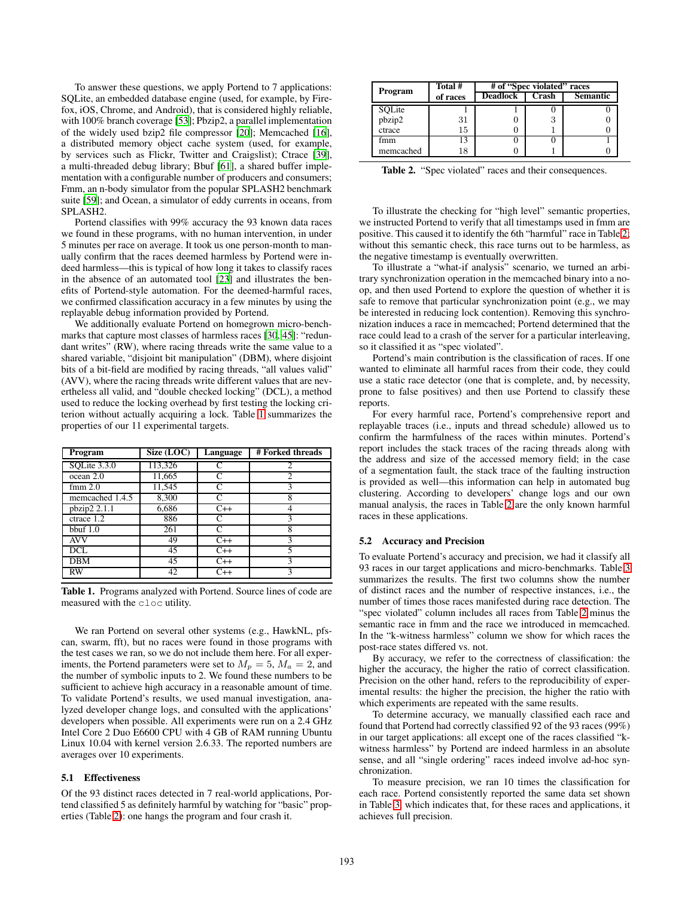To answer these questions, we apply Portend to 7 applications: SQLite, an embedded database engine (used, for example, by Firefox, iOS, Chrome, and Android), that is considered highly reliable, with 100% branch coverage [53]; Pbzip2, a parallel implementation of the widely used bzip2 file compressor [20]; Memcached [16], a distributed memory object cache system (used, for example, by services such as Flickr, Twitter and Craigslist); Ctrace [39], a multi-threaded debug library; Bbuf [61], a shared buffer implementation with a configurable number of producers and consumers; Fmm, an n-body simulator from the popular SPLASH2 benchmark suite [59]; and Ocean, a simulator of eddy currents in oceans, from SPLASH2.

Portend classifies with 99% accuracy the 93 known data races we found in these programs, with no human intervention, in under 5 minutes per race on average. It took us one person-month to manually confirm that the races deemed harmless by Portend were indeed harmless—this is typical of how long it takes to classify races in the absence of an automated tool [23] and illustrates the benefits of Portend-style automation. For the deemed-harmful races, we confirmed classification accuracy in a few minutes by using the replayable debug information provided by Portend.

We additionally evaluate Portend on homegrown micro-benchmarks that capture most classes of harmless races [30, 45]: "redundant writes" (RW), where racing threads write the same value to a shared variable, "disjoint bit manipulation" (DBM), where disjoint bits of a bit-field are modified by racing threads, "all values valid" (AVV), where the racing threads write different values that are nevertheless all valid, and "double checked locking" (DCL), a method used to reduce the locking overhead by first testing the locking criterion without actually acquiring a lock. Table 1 summarizes the properties of our 11 experimental targets.

| Program | Size (LOC) | Language | # Forked threads |
|---|---|---|---|
| SQLite 3.3.0 | 113,326 | C | 2 |
| ocean 2.0 | 11,665 | C | 2 |
| fmm 2.0 | 11,545 | C | 3 |
| memcached 1.4.5 | 8,300 | C | 8 |
| pbzip2 2.1.1 | 6,686 | C++ | 4 |
| ctrace 1.2 | 886 | C | 3 |
| bbuf 1.0 | 261 | C | 8 |
| AVV | 49 | C++ | 3 |
| DCL | 45 | C++ | 5 |
| DBM | 45 | C++ | 3 |
| RW | 42 | C++ | 3 |

**Table 1.** Programs analyzed with Portend. Source lines of code are measured with the cloc utility.

We ran Portend on several other systems (e.g., HawkNL, pfscan, swarm, fft), but no races were found in those programs with the test cases we ran, so we do not include them here. For all experiments, the Portend parameters were set to $M_p = 5$, $M_a = 2$, and the number of symbolic inputs to 2. We found these numbers to be sufficient to achieve high accuracy in a reasonable amount of time. To validate Portend's results, we used manual investigation, analyzed developer change logs, and consulted with the applications' developers when possible. All experiments were run on a 2.4 GHz Intel Core 2 Duo E6600 CPU with 4 GB of RAM running Ubuntu Linux 10.04 with kernel version 2.6.33. The reported numbers are averages over 10 experiments.

### 5.1 Effectiveness

Of the 93 distinct races detected in 7 real-world applications, Portend classified 5 as definitely harmful by watching for "basic" properties (Table 2): one hangs the program and four crash it.

| Program | Total # of races | # of "Spec violated" races | | |
|---|---|---|---|---|
| | | Deadlock | Crash | Semantic |
| SQLite | 1 | 1 | 0 | 0 |
| pbzip2 | 31 | 0 | 3 | 0 |
| ctrace | 15 | 0 | 1 | 0 |
| fmm | 13 | 0 | 0 | 1 |
| memcached | 18 | 0 | 1 | 0 |

**Table 2.** "Spec violated" races and their consequences.

To illustrate the checking for "high level" semantic properties, we instructed Portend to verify that all timestamps used in fmm are positive. This caused it to identify the 6th "harmful" race in Table 2; without this semantic check, this race turns out to be harmless, as the negative timestamp is eventually overwritten.

To illustrate a "what-if analysis" scenario, we turned an arbitrary synchronization operation in the memcached binary into a no-op, and then used Portend to explore the question of whether it is safe to remove that particular synchronization point (e.g., we may be interested in reducing lock contention). Removing this synchronization induces a race in memcached; Portend determined that the race could lead to a crash of the server for a particular interleaving, so it classified it as "spec violated".

Portend's main contribution is the classification of races. If one wanted to eliminate all harmful races from their code, they could use a static race detector (one that is complete, and, by necessity, prone to false positives) and then use Portend to classify these reports.

For every harmful race, Portend's comprehensive report and replayable traces (i.e., inputs and thread schedule) allowed us to confirm the harmfulness of the races within minutes. Portend's report includes the stack traces of the racing threads along with the address and size of the accessed memory field; in the case of a segmentation fault, the stack trace of the faulting instruction is provided as well—this information can help in automated bug clustering. According to developers' change logs and our own manual analysis, the races in Table 2 are the only known harmful races in these applications.

### 5.2 Accuracy and Precision

To evaluate Portend's accuracy and precision, we had it classify all 93 races in our target applications and micro-benchmarks. Table 3 summarizes the results. The first two columns show the number of distinct races and the number of respective instances, i.e., the number of times those races manifested during race detection. The "spec violated" column includes all races from Table 2 minus the semantic race in fmm and the race we introduced in memcached. In the "k-witness harmless" column we show for which races the post-race states differed vs. not.

By accuracy, we refer to the correctness of classification: the higher the accuracy, the higher the ratio of correct classification. Precision on the other hand, refers to the reproducibility of experimental results: the higher the precision, the higher the ratio with which experiments are repeated with the same results.

To determine accuracy, we manually classified each race and found that Portend had correctly classified 92 of the 93 races (99%) in our target applications: all except one of the races classified "k-witness harmless" by Portend are indeed harmless in an absolute sense, and all "single ordering" races indeed involve ad-hoc synchronization.

To measure precision, we ran 10 times the classification for each race. Portend consistently reported the same data set shown in Table 3, which indicates that, for these races and applications, it achieves full precision.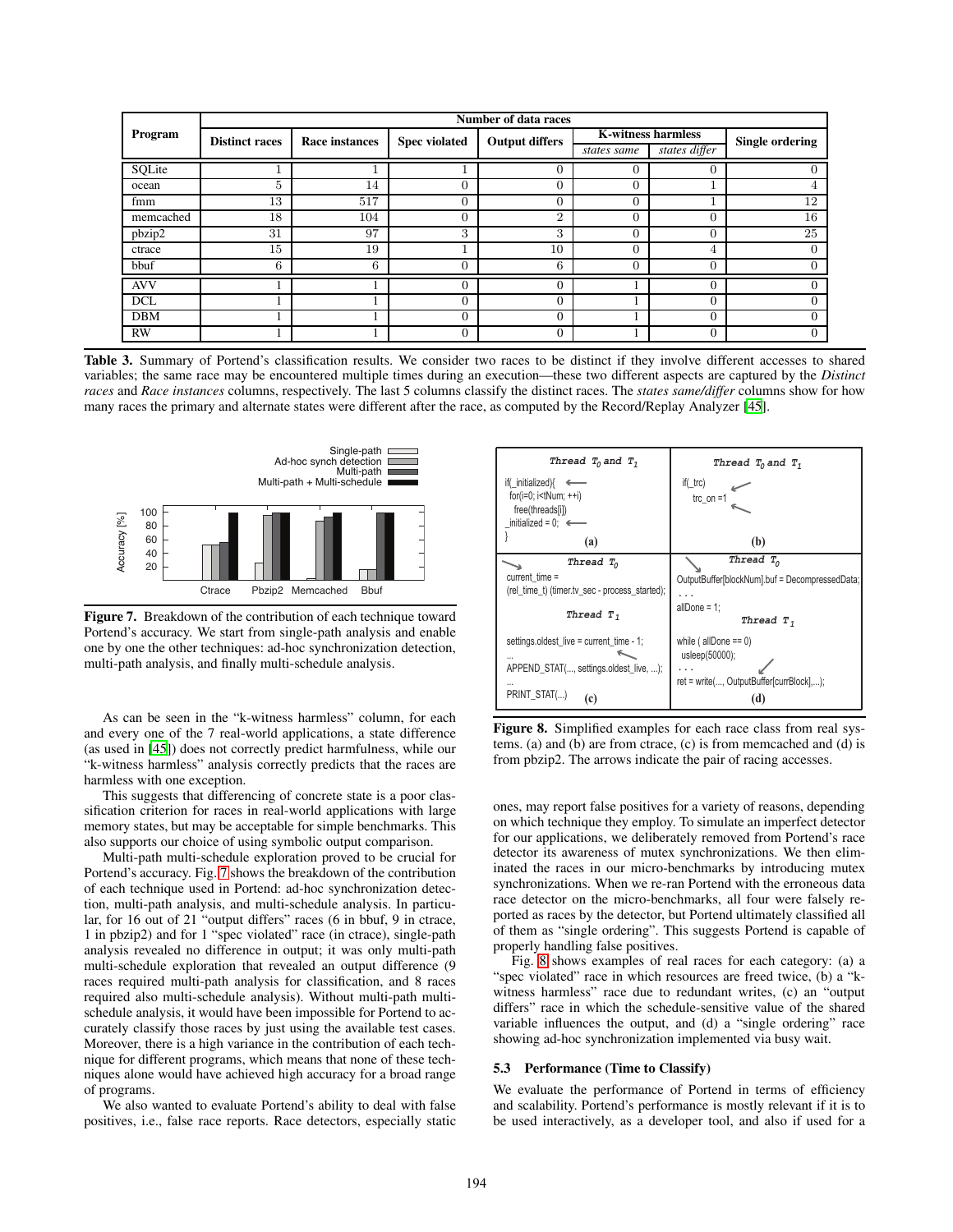| Program | Number of data races | | | | | | |
|---|---|---|---|---|---|---|---|
| | Distinct races | Race instances | Spec violated | Output differs | K-witness harmless | | Single ordering |
| | | | | | *states same* | *states differ* | |
| SQLite | 1 | 1 | 1 | 0 | 0 | 0 | 0 |
| ocean | 5 | 14 | 0 | 0 | 0 | 1 | 4 |
| fmm | 13 | 517 | 0 | 0 | 0 | 1 | 12 |
| memcached | 18 | 104 | 0 | 2 | 0 | 0 | 16 |
| pbzip2 | 31 | 97 | 3 | 3 | 0 | 0 | 25 |
| ctrace | 15 | 19 | 1 | 10 | 0 | 4 | 0 |
| bbuf | 6 | 6 | 0 | 6 | 0 | 0 | 0 |
| AVV | 1 | 1 | 0 | 0 | 1 | 0 | 0 |
| DCL | 1 | 1 | 0 | 0 | 1 | 0 | 0 |
| DBM | 1 | 1 | 0 | 0 | 1 | 0 | 0 |
| RW | 1 | 1 | 0 | 0 | 1 | 0 | 0 |

**Table 3.** Summary of Portend's classification results. We consider two races to be distinct if they involve different accesses to shared variables; the same race may be encountered multiple times during an execution—these two different aspects are captured by the *Distinct races* and *Race instances* columns, respectively. The last 5 columns classify the distinct races. The *states same/differ* columns show for how many races the primary and alternate states were different after the race, as computed by the Record/Replay Analyzer [45].

**Figure 7.** Breakdown of the contribution of each technique toward Portend's accuracy. We start from single-path analysis and enable one by one the other techniques: ad-hoc synchronization detection, multi-path analysis, and finally multi-schedule analysis.

As can be seen in the "k-witness harmless" column, for each and every one of the 7 real-world applications, a state difference (as used in [45]) does not correctly predict harmfulness, while our "k-witness harmless" analysis correctly predicts that the races are harmless with one exception.

This suggests that differencing of concrete state is a poor classification criterion for races in real-world applications with large memory states, but may be acceptable for simple benchmarks. This also supports our choice of using symbolic output comparison.

Multi-path multi-schedule exploration proved to be crucial for Portend's accuracy. Fig. 7 shows the breakdown of the contribution of each technique used in Portend: ad-hoc synchronization detection, multi-path analysis, and multi-schedule analysis. In particular, for 16 out of 21 "output differs" races (6 in bbuf, 9 in ctrace, 1 in pbzip2) and for 1 "spec violated" race (in ctrace), single-path analysis revealed no difference in output; it was only multi-path multi-schedule exploration that revealed an output difference (9 races required multi-path analysis for classification, and 8 races required also multi-schedule analysis). Without multi-path multi-schedule analysis, it would have been impossible for Portend to accurately classify those races by just using the available test cases. Moreover, there is a high variance in the contribution of each technique for different programs, which means that none of these techniques alone would have achieved high accuracy for a broad range of programs.

We also wanted to evaluate Portend's ability to deal with false positives, i.e., false race reports. Race detectors, especially static ones, may report false positives for a variety of reasons, depending on which technique they employ. To simulate an imperfect detector for our applications, we deliberately removed from Portend's race detector its awareness of mutex synchronizations. We then eliminated the races in our micro-benchmarks by introducing mutex synchronizations. When we re-ran Portend with the erroneous data race detector on the micro-benchmarks, all four were falsely reported as races by the detector, but Portend ultimately classified all of them as "single ordering". This suggests Portend is capable of properly handling false positives.

**Figure 8.** Simplified examples for each race class from real systems. (a) and (b) are from ctrace, (c) is from memcached and (d) is from pbzip2. The arrows indicate the pair of racing accesses.

Fig. 8 shows examples of real races for each category: (a) a "spec violated" race in which resources are freed twice, (b) a "k-witness harmless" race due to redundant writes, (c) an "output differs" race in which the schedule-sensitive value of the shared variable influences the output, and (d) a "single ordering" race showing ad-hoc synchronization implemented via busy wait.

### 5.3 Performance (Time to Classify)

We evaluate the performance of Portend in terms of efficiency and scalability. Portend's performance is mostly relevant if it is to be used interactively, as a developer tool, and also if used for a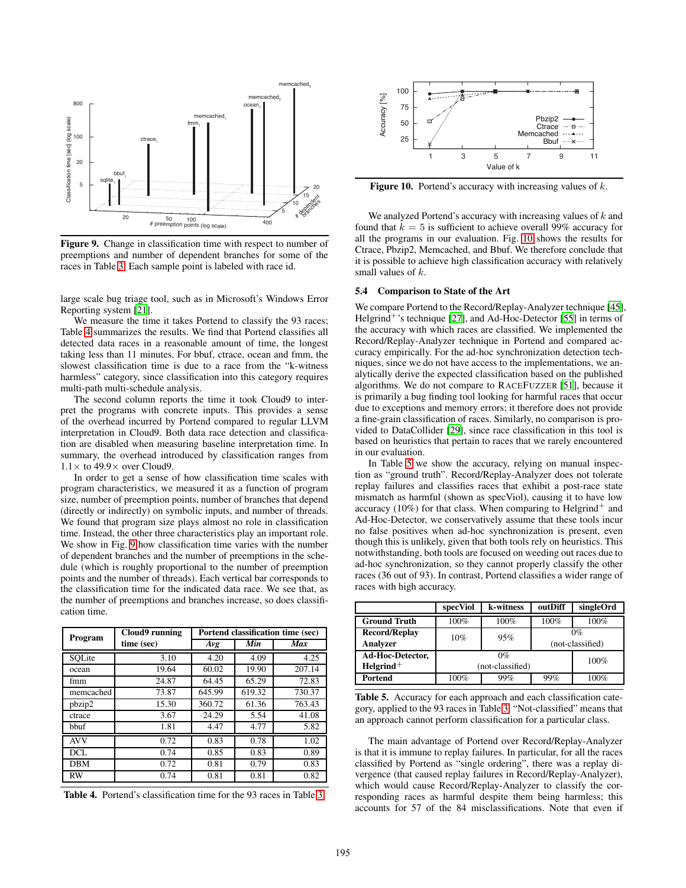Figure 9. Change in classification time with respect to number of preemptions and number of dependent branches for some of the races in Table 3. Each sample point is labeled with race id.

large scale bug triage tool, such as in Microsoft's Windows Error Reporting system [21].

We measure the time it takes Portend to classify the 93 races; Table 4 summarizes the results. We find that Portend classifies all detected data races in a reasonable amount of time, the longest taking less than 11 minutes. For bbuf, ctrace, ocean and fmm, the slowest classification time is due to a race from the "k-witness harmless" category, since classification into this category requires multi-path multi-schedule analysis.

The second column reports the time it took Cloud9 to interpret the programs with concrete inputs. This provides a sense of the overhead incurred by Portend compared to regular LLVM interpretation in Cloud9. Both data race detection and classification are disabled when measuring baseline interpretation time. In summary, the overhead introduced by classification ranges from 1.1× to 49.9× over Cloud9.

In order to get a sense of how classification time scales with program characteristics, we measured it as a function of program size, number of preemption points, number of branches that depend (directly or indirectly) on symbolic inputs, and number of threads. We found that program size plays almost no role in classification time. Instead, the other three characteristics play an important role. We show in Fig. 9 how classification time varies with the number of dependent branches and the number of preemptions in the schedule (which is roughly proportional to the number of preemption points and the number of threads). Each vertical bar corresponds to the classification time for the indicated data race. We see that, as the number of preemptions and branches increase, so does classification time.

| Program | Cloud9 running time (sec) | Portend classification time (sec) | | |
|---|---|---|---|---|
| | | *Avg* | *Min* | *Max* |
| SQLite | 3.10 | 4.20 | 4.09 | 4.25 |
| ocean | 19.64 | 60.02 | 19.90 | 207.14 |
| fmm | 24.87 | 64.45 | 65.29 | 72.83 |
| memcached | 73.87 | 645.99 | 619.32 | 730.37 |
| pbzip2 | 15.30 | 360.72 | 61.36 | 763.43 |
| ctrace | 3.67 | 24.29 | 5.54 | 41.08 |
| bbuf | 1.81 | 4.47 | 4.77 | 5.82 |
| AVV | 0.72 | 0.83 | 0.78 | 1.02 |
| DCL | 0.74 | 0.85 | 0.83 | 0.89 |
| DBM | 0.72 | 0.81 | 0.79 | 0.83 |
| RW | 0.74 | 0.81 | 0.81 | 0.82 |

Table 4. Portend's classification time for the 93 races in Table 3.

Figure 10. Portend's accuracy with increasing values of $k$.

We analyzed Portend's accuracy with increasing values of $k$ and found that $k = 5$ is sufficient to achieve overall 99% accuracy for all the programs in our evaluation. Fig. 10 shows the results for Ctrace, Pbzip2, Memcached, and Bbuf. We therefore conclude that it is possible to achieve high classification accuracy with relatively small values of $k$.

### 5.4 Comparison to State of the Art

We compare Portend to the Record/Replay-Analyzer technique [45], Helgrind$^+$'s technique [27], and Ad-Hoc-Detector [55] in terms of the accuracy with which races are classified. We implemented the Record/Replay-Analyzer technique in Portend and compared accuracy empirically. For the ad-hoc synchronization detection techniques, since we do not have access to the implementations, we analytically derive the expected classification based on the published algorithms. We do not compare to RACEFUZZER [51], because it is primarily a bug finding tool looking for harmful races that occur due to exceptions and memory errors; it therefore does not provide a fine-grain classification of races. Similarly, no comparison is provided to DataCollider [29], since race classification in this tool is based on heuristics that pertain to races that we rarely encountered in our evaluation.

In Table 5 we show the accuracy, relying on manual inspection as "ground truth". Record/Replay-Analyzer does not tolerate replay failures and classifies races that exhibit a post-race state mismatch as harmful (shown as specViol), causing it to have low accuracy (10%) for that class. When comparing to Helgrind$^+$ and Ad-Hoc-Detector, we conservatively assume that these tools incur no false positives when ad-hoc synchronization is present, even though this is unlikely, given that both tools rely on heuristics. This notwithstanding, both tools are focused on weeding out races due to ad-hoc synchronization, so they cannot properly classify the other races (36 out of 93). In contrast, Portend classifies a wider range of races with high accuracy.

| | specViol | k-witness | outDiff | singleOrd |
|---|---|---|---|---|
| **Ground Truth** | 100% | 100% | 100% | 100% |
| **Record/Replay Analyzer** | 10% | 95% | 0% (not-classified) | |
| **Ad-Hoc-Detector, Helgrind$^+$** | 0% (not-classified) | | | 100% |
| **Portend** | 100% | 99% | 99% | 100% |

Table 5. Accuracy for each approach and each classification category, applied to the 93 races in Table 3. "Not-classified" means that an approach cannot perform classification for a particular class.

The main advantage of Portend over Record/Replay-Analyzer is that it is immune to replay failures. In particular, for all the races classified by Portend as "single ordering", there was a replay divergence (that caused replay failures in Record/Replay-Analyzer), which would cause Record/Replay-Analyzer to classify the corresponding races as harmful despite them being harmless; this accounts for 57 of the 84 misclassifications. Note that even if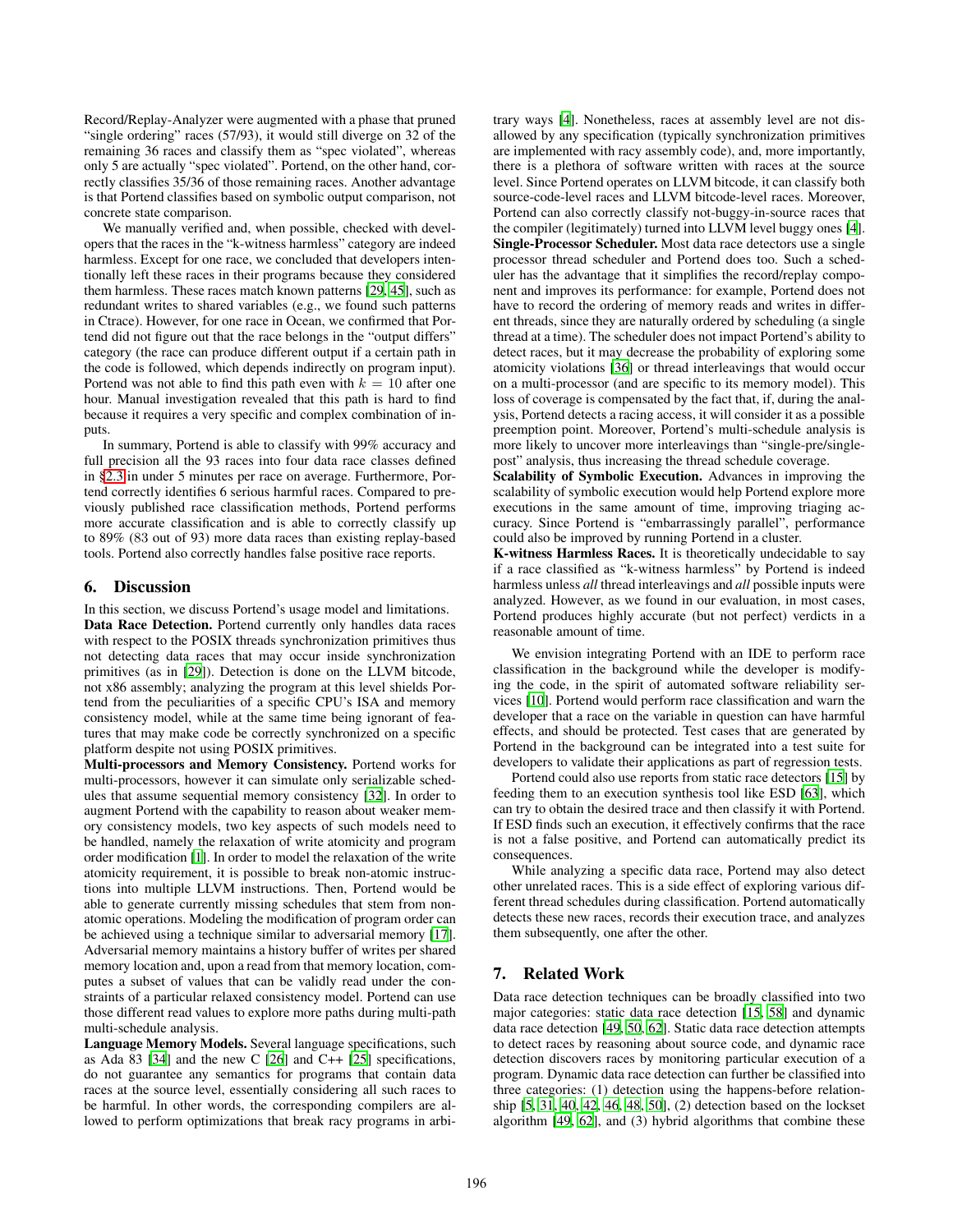Record/Replay-Analyzer were augmented with a phase that pruned "single ordering" races (57/93), it would still diverge on 32 of the remaining 36 races and classify them as "spec violated", whereas only 5 are actually "spec violated". Portend, on the other hand, correctly classifies 35/36 of those remaining races. Another advantage is that Portend classifies based on symbolic output comparison, not concrete state comparison.

We manually verified and, when possible, checked with developers that the races in the "k-witness harmless" category are indeed harmless. Except for one race, we concluded that developers intentionally left these races in their programs because they considered them harmless. These races match known patterns [29, 45], such as redundant writes to shared variables (e.g., we found such patterns in Ctrace). However, for one race in Ocean, we confirmed that Portend did not figure out that the race belongs in the "output differs" category (the race can produce different output if a certain path in the code is followed, which depends indirectly on program input). Portend was not able to find this path even with $k = 10$ after one hour. Manual investigation revealed that this path is hard to find because it requires a very specific and complex combination of inputs.

In summary, Portend is able to classify with 99% accuracy and full precision all the 93 races into four data race classes defined in §2.3 in under 5 minutes per race on average. Furthermore, Portend correctly identifies 6 serious harmful races. Compared to previously published race classification methods, Portend performs more accurate classification and is able to correctly classify up to 89% (83 out of 93) more data races than existing replay-based tools. Portend also correctly handles false positive race reports.

## 6. Discussion

In this section, we discuss Portend's usage model and limitations.

**Data Race Detection.** Portend currently only handles data races with respect to the POSIX threads synchronization primitives thus not detecting data races that may occur inside synchronization primitives (as in [29]). Detection is done on the LLVM bitcode, not x86 assembly; analyzing the program at this level shields Portend from the peculiarities of a specific CPU's ISA and memory consistency model, while at the same time being ignorant of features that may make code be correctly synchronized on a specific platform despite not using POSIX primitives.

**Multi-processors and Memory Consistency.** Portend works for multi-processors, however it can simulate only serializable schedules that assume sequential memory consistency [32]. In order to augment Portend with the capability to reason about weaker memory consistency models, two key aspects of such models need to be handled, namely the relaxation of write atomicity and program order modification [1]. In order to model the relaxation of the write atomicity requirement, it is possible to break non-atomic instructions into multiple LLVM instructions. Then, Portend would be able to generate currently missing schedules that stem from non-atomic operations. Modeling the modification of program order can be achieved using a technique similar to adversarial memory [17]. Adversarial memory maintains a history buffer of writes per shared memory location and, upon a read from that memory location, computes a subset of values that can be validly read under the constraints of a particular relaxed consistency model. Portend can use those different read values to explore more paths during multi-path multi-schedule analysis.

**Language Memory Models.** Several language specifications, such as Ada 83 [34] and the new C [26] and C++ [25] specifications, do not guarantee any semantics for programs that contain data races at the source level, essentially considering all such races to be harmful. In other words, the corresponding compilers are allowed to perform optimizations that break racy programs in arbitrary ways [4]. Nonetheless, races at assembly level are not disallowed by any specification (typically synchronization primitives are implemented with racy assembly code), and, more importantly, there is a plethora of software written with races at the source level. Since Portend operates on LLVM bitcode, it can classify both source-code-level races and LLVM bitcode-level races. Moreover, Portend can also correctly classify not-buggy-in-source races that the compiler (legitimately) turned into LLVM level buggy ones [4].

**Single-Processor Scheduler.** Most data race detectors use a single processor thread scheduler and Portend does too. Such a scheduler has the advantage that it simplifies the record/replay component and improves its performance: for example, Portend does not have to record the ordering of memory reads and writes in different threads, since they are naturally ordered by scheduling (a single thread at a time). The scheduler does not impact Portend's ability to detect races, but it may decrease the probability of exploring some atomicity violations [36] or thread interleavings that would occur on a multi-processor (and are specific to its memory model). This loss of coverage is compensated by the fact that, if, during the analysis, Portend detects a racing access, it will consider it as a possible preemption point. Moreover, Portend's multi-schedule analysis is more likely to uncover more interleavings than "single-pre/single-post" analysis, thus increasing the thread schedule coverage.

**Scalability of Symbolic Execution.** Advances in improving the scalability of symbolic execution would help Portend explore more executions in the same amount of time, improving triaging accuracy. Since Portend is "embarrassingly parallel", performance could also be improved by running Portend in a cluster.

**K-witness Harmless Races.** It is theoretically undecidable to say if a race classified as "k-witness harmless" by Portend is indeed harmless unless *all* thread interleavings and *all* possible inputs were analyzed. However, as we found in our evaluation, in most cases, Portend produces highly accurate (but not perfect) verdicts in a reasonable amount of time.

We envision integrating Portend with an IDE to perform race classification in the background while the developer is modifying the code, in the spirit of automated software reliability services [10]. Portend would perform race classification and warn the developer that a race on the variable in question can have harmful effects, and should be protected. Test cases that are generated by Portend in the background can be integrated into a test suite for developers to validate their applications as part of regression tests.

Portend could also use reports from static race detectors [15] by feeding them to an execution synthesis tool like ESD [63], which can try to obtain the desired trace and then classify it with Portend. If ESD finds such an execution, it effectively confirms that the race is not a false positive, and Portend can automatically predict its consequences.

While analyzing a specific data race, Portend may also detect other unrelated races. This is a side effect of exploring various different thread schedules during classification. Portend automatically detects these new races, records their execution trace, and analyzes them subsequently, one after the other.

## 7. Related Work

Data race detection techniques can be broadly classified into two major categories: static data race detection [15, 58] and dynamic data race detection [49, 50, 62]. Static data race detection attempts to detect races by reasoning about source code, and dynamic race detection discovers races by monitoring particular execution of a program. Dynamic data race detection can further be classified into three categories: (1) detection using the happens-before relationship [5, 31, 40, 42, 46, 48, 50], (2) detection based on the lockset algorithm [49, 62], and (3) hybrid algorithms that combine these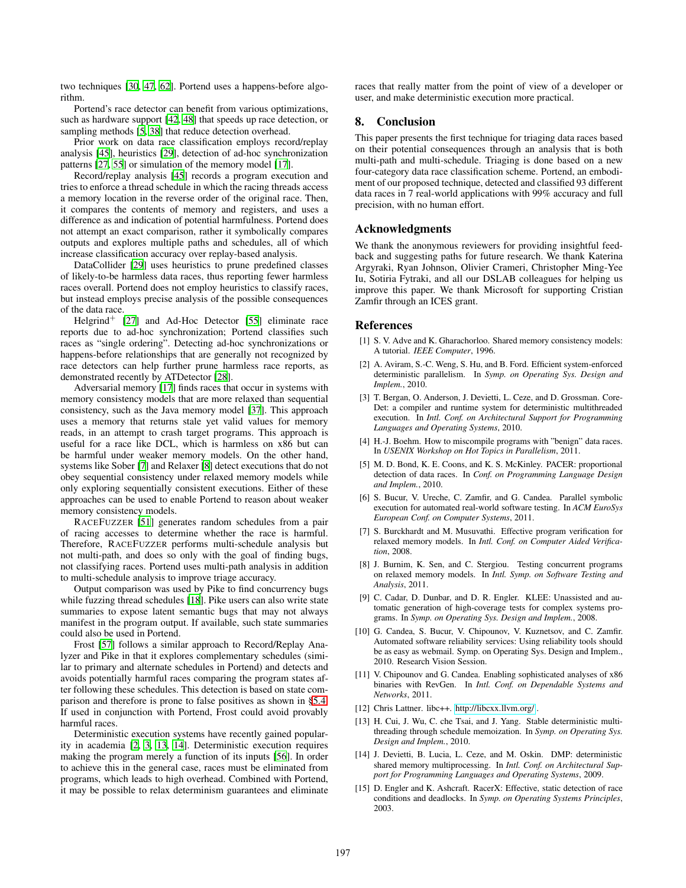two techniques [30, 47, 62]. Portend uses a happens-before algorithm.

Portend's race detector can benefit from various optimizations, such as hardware support [42, 48] that speeds up race detection, or sampling methods [5, 38] that reduce detection overhead.

Prior work on data race classification employs record/replay analysis [45], heuristics [29], detection of ad-hoc synchronization patterns [27, 55] or simulation of the memory model [17].

Record/replay analysis [45] records a program execution and tries to enforce a thread schedule in which the racing threads access a memory location in the reverse order of the original race. Then, it compares the contents of memory and registers, and uses a difference as and indication of potential harmfulness. Portend does not attempt an exact comparison, rather it symbolically compares outputs and explores multiple paths and schedules, all of which increase classification accuracy over replay-based analysis.

DataCollider [29] uses heuristics to prune predefined classes of likely-to-be harmless data races, thus reporting fewer harmless races overall. Portend does not employ heuristics to classify races, but instead employs precise analysis of the possible consequences of the data race.

Helgrind$^+$ [27] and Ad-Hoc Detector [55] eliminate race reports due to ad-hoc synchronization; Portend classifies such races as "single ordering". Detecting ad-hoc synchronizations or happens-before relationships that are generally not recognized by race detectors can help further prune harmless race reports, as demonstrated recently by ATDetector [28].

Adversarial memory [17] finds races that occur in systems with memory consistency models that are more relaxed than sequential consistency, such as the Java memory model [37]. This approach uses a memory that returns stale yet valid values for memory reads, in an attempt to crash target programs. This approach is useful for a race like DCL, which is harmless on x86 but can be harmful under weaker memory models. On the other hand, systems like Sober [7] and Relaxer [8] detect executions that do not obey sequential consistency under relaxed memory models while only exploring sequentially consistent executions. Either of these approaches can be used to enable Portend to reason about weaker memory consistency models.

RACEFUZZER [51] generates random schedules from a pair of racing accesses to determine whether the race is harmful. Therefore, RACEFUZZER performs multi-schedule analysis but not multi-path, and does so only with the goal of finding bugs, not classifying races. Portend uses multi-path analysis in addition to multi-schedule analysis to improve triage accuracy.

Output comparison was used by Pike to find concurrency bugs while fuzzing thread schedules [18]. Pike users can also write state summaries to expose latent semantic bugs that may not always manifest in the program output. If available, such state summaries could also be used in Portend.

Frost [57] follows a similar approach to Record/Replay Analyzer and Pike in that it explores complementary schedules (similar to primary and alternate schedules in Portend) and detects and avoids potentially harmful races comparing the program states after following these schedules. This detection is based on state comparison and therefore is prone to false positives as shown in §5.4. If used in conjunction with Portend, Frost could avoid provably harmful races.

Deterministic execution systems have recently gained popularity in academia [2, 3, 13, 14]. Deterministic execution requires making the program merely a function of its inputs [56]. In order to achieve this in the general case, races must be eliminated from programs, which leads to high overhead. Combined with Portend, it may be possible to relax determinism guarantees and eliminate races that really matter from the point of view of a developer or user, and make deterministic execution more practical.

## 8. Conclusion

This paper presents the first technique for triaging data races based on their potential consequences through an analysis that is both multi-path and multi-schedule. Triaging is done based on a new four-category data race classification scheme. Portend, an embodiment of our proposed technique, detected and classified 93 different data races in 7 real-world applications with 99% accuracy and full precision, with no human effort.

## Acknowledgments

We thank the anonymous reviewers for providing insightful feedback and suggesting paths for future research. We thank Katerina Argyraki, Ryan Johnson, Olivier Crameri, Christopher Ming-Yee Iu, Sotiria Fytraki, and all our DSLAB colleagues for helping us improve this paper. We thank Microsoft for supporting Cristian Zamfir through an ICES grant.

## References

[1] S. V. Adve and K. Gharachorloo. Shared memory consistency models: A tutorial. *IEEE Computer*, 1996.

[2] A. Aviram, S.-C. Weng, S. Hu, and B. Ford. Efficient system-enforced deterministic parallelism. In *Symp. on Operating Sys. Design and Implem.*, 2010.

[3] T. Bergan, O. Anderson, J. Devietti, L. Ceze, and D. Grossman. CoreDet: a compiler and runtime system for deterministic multithreaded execution. In *Intl. Conf. on Architectural Support for Programming Languages and Operating Systems*, 2010.

[4] H.-J. Boehm. How to miscompile programs with "benign" data races. In *USENIX Workshop on Hot Topics in Parallelism*, 2011.

[5] M. D. Bond, K. E. Coons, and K. S. McKinley. PACER: proportional detection of data races. In *Conf. on Programming Language Design and Implem.*, 2010.

[6] S. Bucur, V. Ureche, C. Zamfir, and G. Candea. Parallel symbolic execution for automated real-world software testing. In *ACM EuroSys European Conf. on Computer Systems*, 2011.

[7] S. Burckhardt and M. Musuvathi. Effective program verification for relaxed memory models. In *Intl. Conf. on Computer Aided Verification*, 2008.

[8] J. Burnim, K. Sen, and C. Stergiou. Testing concurrent programs on relaxed memory models. In *Intl. Symp. on Software Testing and Analysis*, 2011.

[9] C. Cadar, D. Dunbar, and D. R. Engler. KLEE: Unassisted and automatic generation of high-coverage tests for complex systems programs. In *Symp. on Operating Sys. Design and Implem.*, 2008.

[10] G. Candea, S. Bucur, V. Chipounov, V. Kuznetsov, and C. Zamfir. Automated software reliability services: Using reliability tools should be as easy as webmail. Symp. on Operating Sys. Design and Implem., 2010. Research Vision Session.

[11] V. Chipounov and G. Candea. Enabling sophisticated analyses of x86 binaries with RevGen. In *Intl. Conf. on Dependable Systems and Networks*, 2011.

[12] Chris Lattner. libc++. http://libcxx.llvm.org/.

[13] H. Cui, J. Wu, C. che Tsai, and J. Yang. Stable deterministic multithreading through schedule memoization. In *Symp. on Operating Sys. Design and Implem.*, 2010.

[14] J. Devietti, B. Lucia, L. Ceze, and M. Oskin. DMP: deterministic shared memory multiprocessing. In *Intl. Conf. on Architectural Support for Programming Languages and Operating Systems*, 2009.

[15] D. Engler and K. Ashcraft. RacerX: Effective, static detection of race conditions and deadlocks. In *Symp. on Operating Systems Principles*, 2003.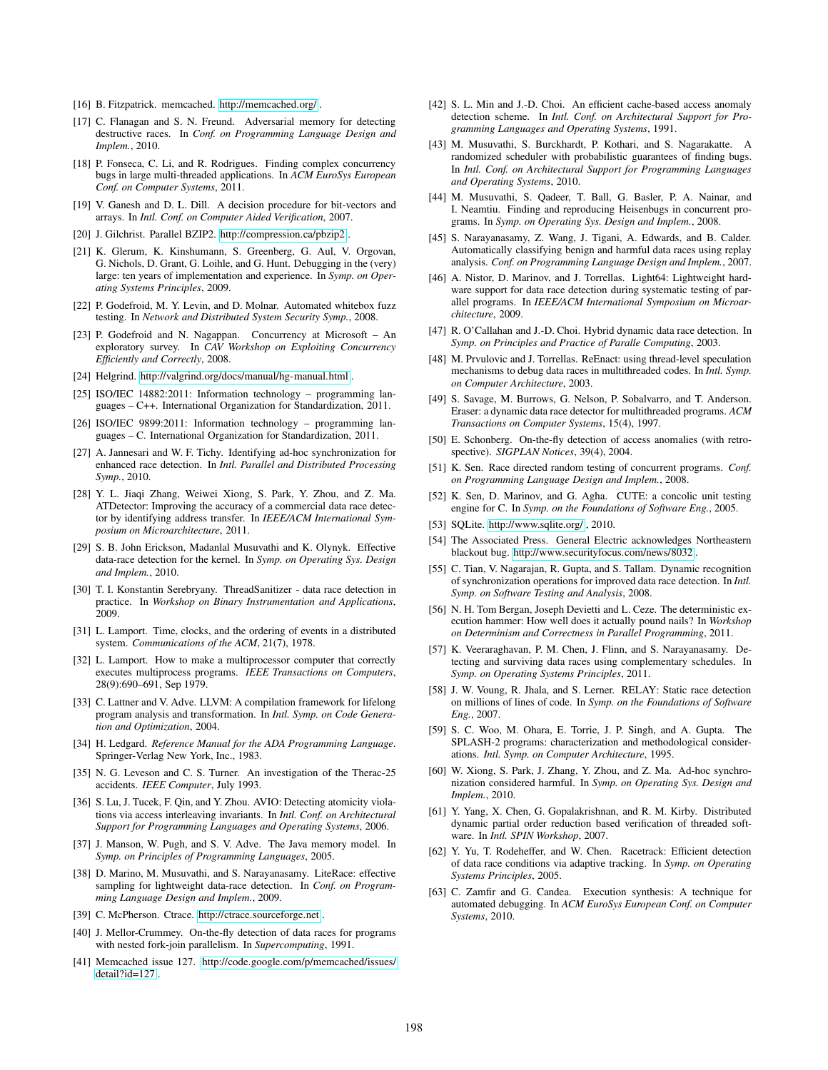[16] B. Fitzpatrick. memcached. http://memcached.org/.

[17] C. Flanagan and S. N. Freund. Adversarial memory for detecting destructive races. In *Conf. on Programming Language Design and Implem.*, 2010.

[18] P. Fonseca, C. Li, and R. Rodrigues. Finding complex concurrency bugs in large multi-threaded applications. In *ACM EuroSys European Conf. on Computer Systems*, 2011.

[19] V. Ganesh and D. L. Dill. A decision procedure for bit-vectors and arrays. In *Intl. Conf. on Computer Aided Verification*, 2007.

[20] J. Gilchrist. Parallel BZIP2. http://compression.ca/pbzip2.

[21] K. Glerum, K. Kinshumann, S. Greenberg, G. Aul, V. Orgovan, G. Nichols, D. Grant, G. Loihle, and G. Hunt. Debugging in the (very) large: ten years of implementation and experience. In *Symp. on Operating Systems Principles*, 2009.

[22] P. Godefroid, M. Y. Levin, and D. Molnar. Automated whitebox fuzz testing. In *Network and Distributed System Security Symp.*, 2008.

[23] P. Godefroid and N. Nagappan. Concurrency at Microsoft – An exploratory survey. In *CAV Workshop on Exploiting Concurrency Efficiently and Correctly*, 2008.

[24] Helgrind. http://valgrind.org/docs/manual/hg-manual.html.

[25] ISO/IEC 14882:2011: Information technology – programming languages – C++. International Organization for Standardization, 2011.

[26] ISO/IEC 9899:2011: Information technology – programming languages – C. International Organization for Standardization, 2011.

[27] A. Jannesari and W. F. Tichy. Identifying ad-hoc synchronization for enhanced race detection. In *Intl. Parallel and Distributed Processing Symp.*, 2010.

[28] Y. L. Jiaqi Zhang, Weiwei Xiong, S. Park, Y. Zhou, and Z. Ma. ATDetector: Improving the accuracy of a commercial data race detector by identifying address transfer. In *IEEE/ACM International Symposium on Microarchitecture*, 2011.

[29] S. B. John Erickson, Madanlal Musuvathi and K. Olynyk. Effective data-race detection for the kernel. In *Symp. on Operating Sys. Design and Implem.*, 2010.

[30] T. I. Konstantin Serebryany. ThreadSanitizer - data race detection in practice. In *Workshop on Binary Instrumentation and Applications*, 2009.

[31] L. Lamport. Time, clocks, and the ordering of events in a distributed system. *Communications of the ACM*, 21(7), 1978.

[32] L. Lamport. How to make a multiprocessor computer that correctly executes multiprocess programs. *IEEE Transactions on Computers*, 28(9):690–691, Sep 1979.

[33] C. Lattner and V. Adve. LLVM: A compilation framework for lifelong program analysis and transformation. In *Intl. Symp. on Code Generation and Optimization*, 2004.

[34] H. Ledgard. *Reference Manual for the ADA Programming Language*. Springer-Verlag New York, Inc., 1983.

[35] N. G. Leveson and C. S. Turner. An investigation of the Therac-25 accidents. *IEEE Computer*, July 1993.

[36] S. Lu, J. Tucek, F. Qin, and Y. Zhou. AVIO: Detecting atomicity violations via access interleaving invariants. In *Intl. Conf. on Architectural Support for Programming Languages and Operating Systems*, 2006.

[37] J. Manson, W. Pugh, and S. V. Adve. The Java memory model. In *Symp. on Principles of Programming Languages*, 2005.

[38] D. Marino, M. Musuvathi, and S. Narayanasamy. LiteRace: effective sampling for lightweight data-race detection. In *Conf. on Programming Language Design and Implem.*, 2009.

[39] C. McPherson. Ctrace. http://ctrace.sourceforge.net.

[40] J. Mellor-Crummey. On-the-fly detection of data races for programs with nested fork-join parallelism. In *Supercomputing*, 1991.

[41] Memcached issue 127. http://code.google.com/p/memcached/issues/detail?id=127.

[42] S. L. Min and J.-D. Choi. An efficient cache-based access anomaly detection scheme. In *Intl. Conf. on Architectural Support for Programming Languages and Operating Systems*, 1991.

[43] M. Musuvathi, S. Burckhardt, P. Kothari, and S. Nagarakatte. A randomized scheduler with probabilistic guarantees of finding bugs. In *Intl. Conf. on Architectural Support for Programming Languages and Operating Systems*, 2010.

[44] M. Musuvathi, S. Qadeer, T. Ball, G. Basler, P. A. Nainar, and I. Neamtiu. Finding and reproducing Heisenbugs in concurrent programs. In *Symp. on Operating Sys. Design and Implem.*, 2008.

[45] S. Narayanasamy, Z. Wang, J. Tigani, A. Edwards, and B. Calder. Automatically classifying benign and harmful data races using replay analysis. *Conf. on Programming Language Design and Implem.*, 2007.

[46] A. Nistor, D. Marinov, and J. Torrellas. Light64: Lightweight hardware support for data race detection during systematic testing of parallel programs. In *IEEE/ACM International Symposium on Microarchitecture*, 2009.

[47] R. O'Callahan and J.-D. Choi. Hybrid dynamic data race detection. In *Symp. on Principles and Practice of Paralle Computing*, 2003.

[48] M. Prvulovic and J. Torrellas. ReEnact: using thread-level speculation mechanisms to debug data races in multithreaded codes. In *Intl. Symp. on Computer Architecture*, 2003.

[49] S. Savage, M. Burrows, G. Nelson, P. Sobalvarro, and T. Anderson. Eraser: a dynamic data race detector for multithreaded programs. *ACM Transactions on Computer Systems*, 15(4), 1997.

[50] E. Schonberg. On-the-fly detection of access anomalies (with retrospective). *SIGPLAN Notices*, 39(4), 2004.

[51] K. Sen. Race directed random testing of concurrent programs. *Conf. on Programming Language Design and Implem.*, 2008.

[52] K. Sen, D. Marinov, and G. Agha. CUTE: a concolic unit testing engine for C. In *Symp. on the Foundations of Software Eng.*, 2005.

[53] SQLite. http://www.sqlite.org/, 2010.

[54] The Associated Press. General Electric acknowledges Northeastern blackout bug. http://www.securityfocus.com/news/8032.

[55] C. Tian, V. Nagarajan, R. Gupta, and S. Tallam. Dynamic recognition of synchronization operations for improved data race detection. In *Intl. Symp. on Software Testing and Analysis*, 2008.

[56] N. H. Tom Bergan, Joseph Devietti and L. Ceze. The deterministic execution hammer: How well does it actually pound nails? In *Workshop on Determinism and Correctness in Parallel Programming*, 2011.

[57] K. Veeraraghavan, P. M. Chen, J. Flinn, and S. Narayanasamy. Detecting and surviving data races using complementary schedules. In *Symp. on Operating Systems Principles*, 2011.

[58] J. W. Voung, R. Jhala, and S. Lerner. RELAY: Static race detection on millions of lines of code. In *Symp. on the Foundations of Software Eng.*, 2007.

[59] S. C. Woo, M. Ohara, E. Torrie, J. P. Singh, and A. Gupta. The SPLASH-2 programs: characterization and methodological considerations. *Intl. Symp. on Computer Architecture*, 1995.

[60] W. Xiong, S. Park, J. Zhang, Y. Zhou, and Z. Ma. Ad-hoc synchronization considered harmful. In *Symp. on Operating Sys. Design and Implem.*, 2010.

[61] Y. Yang, X. Chen, G. Gopalakrishnan, and R. M. Kirby. Distributed dynamic partial order reduction based verification of threaded software. In *Intl. SPIN Workshop*, 2007.

[62] Y. Yu, T. Rodeheffer, and W. Chen. Racetrack: Efficient detection of data race conditions via adaptive tracking. In *Symp. on Operating Systems Principles*, 2005.

[63] C. Zamfir and G. Candea. Execution synthesis: A technique for automated debugging. In *ACM EuroSys European Conf. on Computer Systems*, 2010.